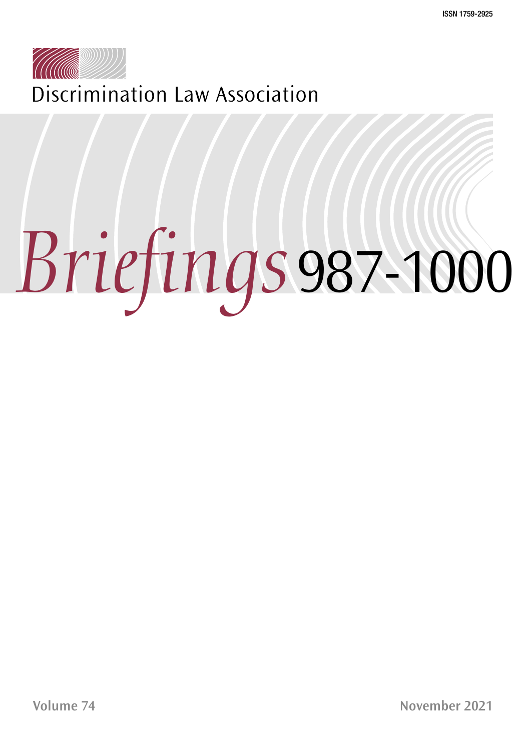ISSN 1759-2925

Discrimination Law Association

# *Briefings* 987-1000

Volume 74

November 2021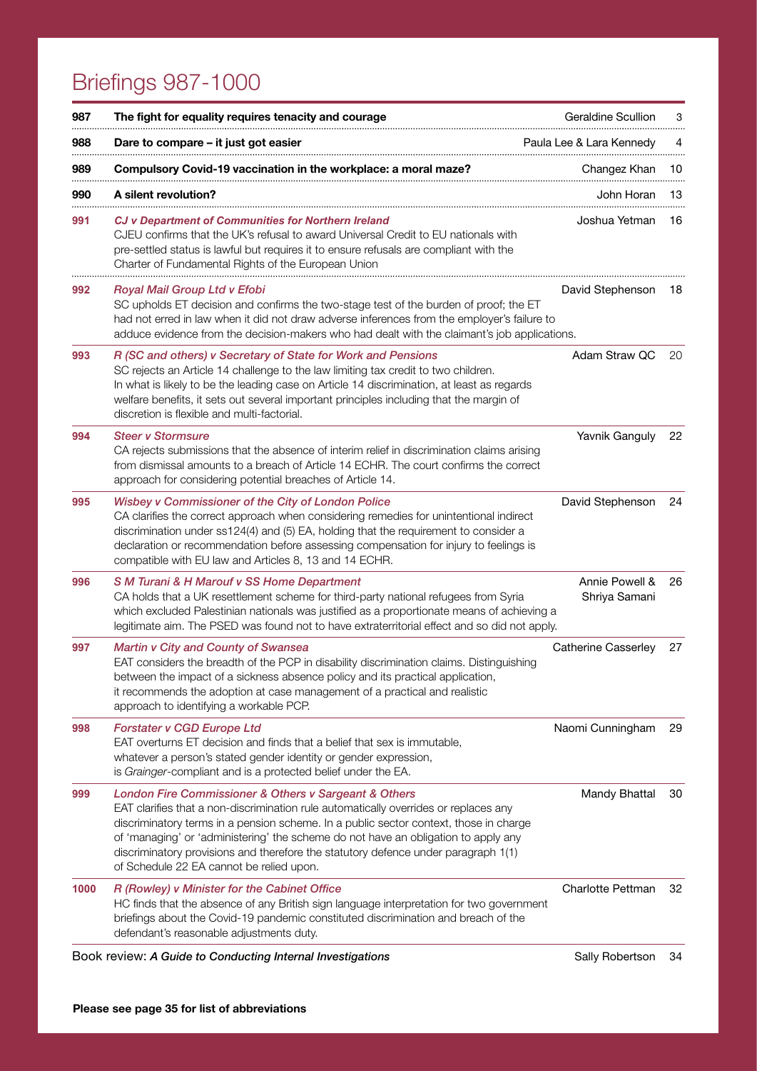# Briefings 987-1000

| | | | |
|---|---|---|---|
| **987** | **The fight for equality requires tenacity and courage** | Geraldine Scullion | 3 |
| **988** | **Dare to compare – it just got easier** | Paula Lee & Lara Kennedy | 4 |
| **989** | **Compulsory Covid-19 vaccination in the workplace: a moral maze?** | Changez Khan | 10 |
| **990** | **A silent revolution?** | John Horan | 13 |
| **991** | ***CJ v Department of Communities for Northern Ireland*** <br> CJEU confirms that the UK's refusal to award Universal Credit to EU nationals with pre-settled status is lawful but requires it to ensure refusals are compliant with the Charter of Fundamental Rights of the European Union | Joshua Yetman | 16 |
| **992** | ***Royal Mail Group Ltd v Efobi*** <br> SC upholds ET decision and confirms the two-stage test of the burden of proof; the ET had not erred in law when it did not draw adverse inferences from the employer's failure to adduce evidence from the decision-makers who had dealt with the claimant's job applications. | David Stephenson | 18 |
| **993** | ***R (SC and others) v Secretary of State for Work and Pensions*** <br> SC rejects an Article 14 challenge to the law limiting tax credit to two children. In what is likely to be the leading case on Article 14 discrimination, at least as regards welfare benefits, it sets out several important principles including that the margin of discretion is flexible and multi-factorial. | Adam Straw QC | 20 |
| **994** | ***Steer v Stormsure*** <br> CA rejects submissions that the absence of interim relief in discrimination claims arising from dismissal amounts to a breach of Article 14 ECHR. The court confirms the correct approach for considering potential breaches of Article 14. | Yavnik Ganguly | 22 |
| **995** | ***Wisbey v Commissioner of the City of London Police*** <br> CA clarifies the correct approach when considering remedies for unintentional indirect discrimination under ss124(4) and (5) EA, holding that the requirement to consider a declaration or recommendation before assessing compensation for injury to feelings is compatible with EU law and Articles 8, 13 and 14 ECHR. | David Stephenson | 24 |
| **996** | ***S M Turani & H Marouf v SS Home Department*** <br> CA holds that a UK resettlement scheme for third-party national refugees from Syria which excluded Palestinian nationals was justified as a proportionate means of achieving a legitimate aim. The PSED was found not to have extraterritorial effect and so did not apply. | Annie Powell & Shriya Samani | 26 |
| **997** | ***Martin v City and County of Swansea*** <br> EAT considers the breadth of the PCP in disability discrimination claims. Distinguishing between the impact of a sickness absence policy and its practical application, it recommends the adoption at case management of a practical and realistic approach to identifying a workable PCP. | Catherine Casserley | 27 |
| **998** | ***Forstater v CGD Europe Ltd*** <br> EAT overturns ET decision and finds that a belief that sex is immutable, whatever a person's stated gender identity or gender expression, is *Grainger*-compliant and is a protected belief under the EA. | Naomi Cunningham | 29 |
| **999** | ***London Fire Commissioner & Others v Sargeant & Others*** <br> EAT clarifies that a non-discrimination rule automatically overrides or replaces any discriminatory terms in a pension scheme. In a public sector context, those in charge of 'managing' or 'administering' the scheme do not have an obligation to apply any discriminatory provisions and therefore the statutory defence under paragraph 1(1) of Schedule 22 EA cannot be relied upon. | Mandy Bhattal | 30 |
| **1000** | ***R (Rowley) v Minister for the Cabinet Office*** <br> HC finds that the absence of any British sign language interpretation for two government briefings about the Covid-19 pandemic constituted discrimination and breach of the defendant's reasonable adjustments duty. | Charlotte Pettman | 32 |
| | Book review: ***A Guide to Conducting Internal Investigations*** | Sally Robertson | 34 |

**Please see page 35 for list of abbreviations**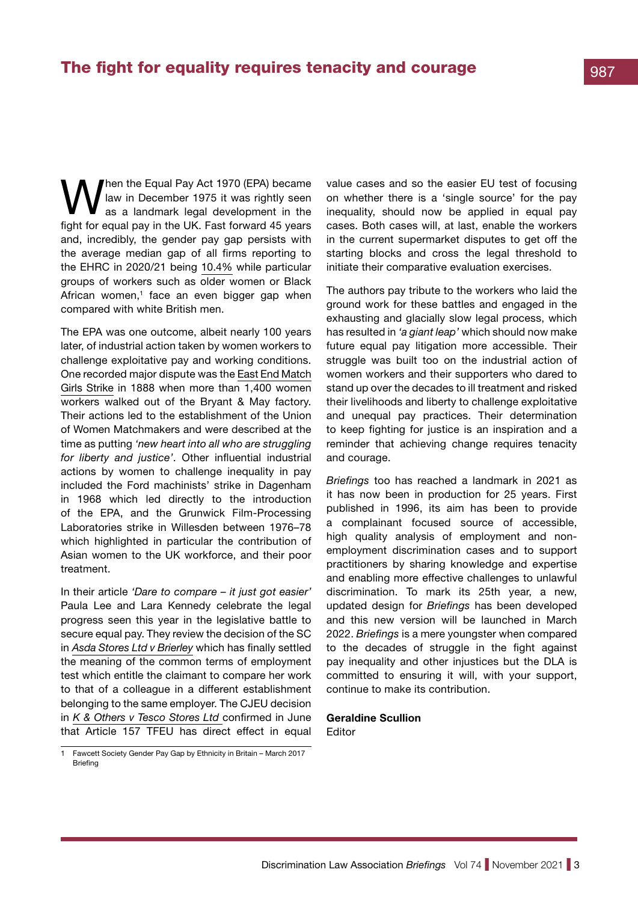## The fight for equality requires tenacity and courage

987

When the Equal Pay Act 1970 (EPA) became law in December 1975 it was rightly seen as a landmark legal development in the fight for equal pay in the UK. Fast forward 45 years and, incredibly, the gender pay gap persists with the average median gap of all firms reporting to the EHRC in 2020/21 being 10.4% while particular groups of workers such as older women or Black African women,[1] face an even bigger gap when compared with white British men.

The EPA was one outcome, albeit nearly 100 years later, of industrial action taken by women workers to challenge exploitative pay and working conditions. One recorded major dispute was the East End Match Girls Strike in 1888 when more than 1,400 women workers walked out of the Bryant & May factory. Their actions led to the establishment of the Union of Women Matchmakers and were described at the time as putting *'new heart into all who are struggling for liberty and justice'*. Other influential industrial actions by women to challenge inequality in pay included the Ford machinists' strike in Dagenham in 1968 which led directly to the introduction of the EPA, and the Grunwick Film-Processing Laboratories strike in Willesden between 1976–78 which highlighted in particular the contribution of Asian women to the UK workforce, and their poor treatment.

In their article *'Dare to compare – it just got easier'* Paula Lee and Lara Kennedy celebrate the legal progress seen this year in the legislative battle to secure equal pay. They review the decision of the SC in *Asda Stores Ltd v Brierley* which has finally settled the meaning of the common terms of employment test which entitle the claimant to compare her work to that of a colleague in a different establishment belonging to the same employer. The CJEU decision in *K & Others v Tesco Stores Ltd* confirmed in June that Article 157 TFEU has direct effect in equal value cases and so the easier EU test of focusing on whether there is a 'single source' for the pay inequality, should now be applied in equal pay cases. Both cases will, at last, enable the workers in the current supermarket disputes to get off the starting blocks and cross the legal threshold to initiate their comparative evaluation exercises.

The authors pay tribute to the workers who laid the ground work for these battles and engaged in the exhausting and glacially slow legal process, which has resulted in *'a giant leap'* which should now make future equal pay litigation more accessible. Their struggle was built too on the industrial action of women workers and their supporters who dared to stand up over the decades to ill treatment and risked their livelihoods and liberty to challenge exploitative and unequal pay practices. Their determination to keep fighting for justice is an inspiration and a reminder that achieving change requires tenacity and courage.

*Briefings* too has reached a landmark in 2021 as it has now been in production for 25 years. First published in 1996, its aim has been to provide a complainant focused source of accessible, high quality analysis of employment and non-employment discrimination cases and to support practitioners by sharing knowledge and expertise and enabling more effective challenges to unlawful discrimination. To mark its 25th year, a new, updated design for *Briefings* has been developed and this new version will be launched in March 2022. *Briefings* is a mere youngster when compared to the decades of struggle in the fight against pay inequality and other injustices but the DLA is committed to ensuring it will, with your support, continue to make its contribution.

**Geraldine Scullion**
Editor

1 Fawcett Society Gender Pay Gap by Ethnicity in Britain – March 2017 Briefing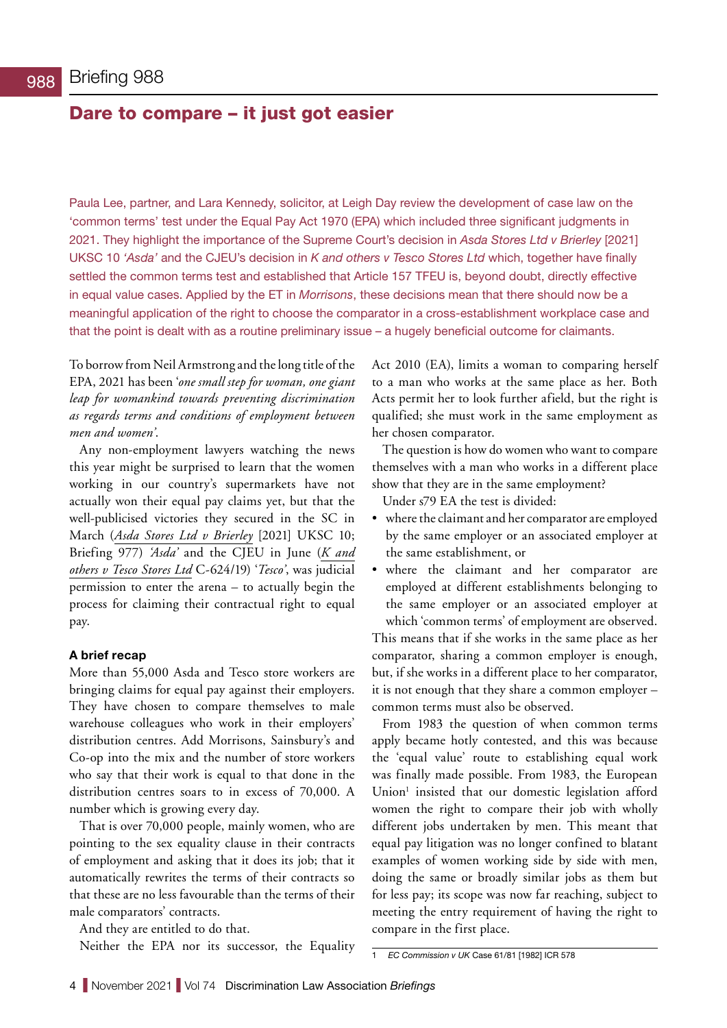# Briefing 988

## Dare to compare – it just got easier

Paula Lee, partner, and Lara Kennedy, solicitor, at Leigh Day review the development of case law on the 'common terms' test under the Equal Pay Act 1970 (EPA) which included three significant judgments in 2021. They highlight the importance of the Supreme Court's decision in *Asda Stores Ltd v Brierley* [2021] UKSC 10 *'Asda'* and the CJEU's decision in *K and others v Tesco Stores Ltd* which, together have finally settled the common terms test and established that Article 157 TFEU is, beyond doubt, directly effective in equal value cases. Applied by the ET in *Morrisons*, these decisions mean that there should now be a meaningful application of the right to choose the comparator in a cross-establishment workplace case and that the point is dealt with as a routine preliminary issue – a hugely beneficial outcome for claimants.

To borrow from Neil Armstrong and the long title of the EPA, 2021 has been '*one small step for woman, one giant leap for womankind towards preventing discrimination as regards terms and conditions of employment between men and women*'.

Any non-employment lawyers watching the news this year might be surprised to learn that the women working in our country's supermarkets have not actually won their equal pay claims yet, but that the well-publicised victories they secured in the SC in March (*Asda Stores Ltd v Brierley* [2021] UKSC 10; Briefing 977) *'Asda'* and the CJEU in June (*K and others v Tesco Stores Ltd* C-624/19) '*Tesco*', was judicial permission to enter the arena – to actually begin the process for claiming their contractual right to equal pay.

### A brief recap

More than 55,000 Asda and Tesco store workers are bringing claims for equal pay against their employers. They have chosen to compare themselves to male warehouse colleagues who work in their employers' distribution centres. Add Morrisons, Sainsbury's and Co-op into the mix and the number of store workers who say that their work is equal to that done in the distribution centres soars to in excess of 70,000. A number which is growing every day.

That is over 70,000 people, mainly women, who are pointing to the sex equality clause in their contracts of employment and asking that it does its job; that it automatically rewrites the terms of their contracts so that these are no less favourable than the terms of their male comparators' contracts.

And they are entitled to do that.

Neither the EPA nor its successor, the Equality Act 2010 (EA), limits a woman to comparing herself to a man who works at the same place as her. Both Acts permit her to look further afield, but the right is qualified; she must work in the same employment as her chosen comparator.

The question is how do women who want to compare themselves with a man who works in a different place show that they are in the same employment?

Under s79 EA the test is divided:

- where the claimant and her comparator are employed by the same employer or an associated employer at the same establishment, or
- where the claimant and her comparator are employed at different establishments belonging to the same employer or an associated employer at which 'common terms' of employment are observed.

This means that if she works in the same place as her comparator, sharing a common employer is enough, but, if she works in a different place to her comparator, it is not enough that they share a common employer – common terms must also be observed.

From 1983 the question of when common terms apply became hotly contested, and this was because the 'equal value' route to establishing equal work was finally made possible. From 1983, the European Union[1] insisted that our domestic legislation afford women the right to compare their job with wholly different jobs undertaken by men. This meant that equal pay litigation was no longer confined to blatant examples of women working side by side with men, doing the same or broadly similar jobs as them but for less pay; its scope was now far reaching, subject to meeting the entry requirement of having the right to compare in the first place.

1 *EC Commission v UK* Case 61/81 [1982] ICR 578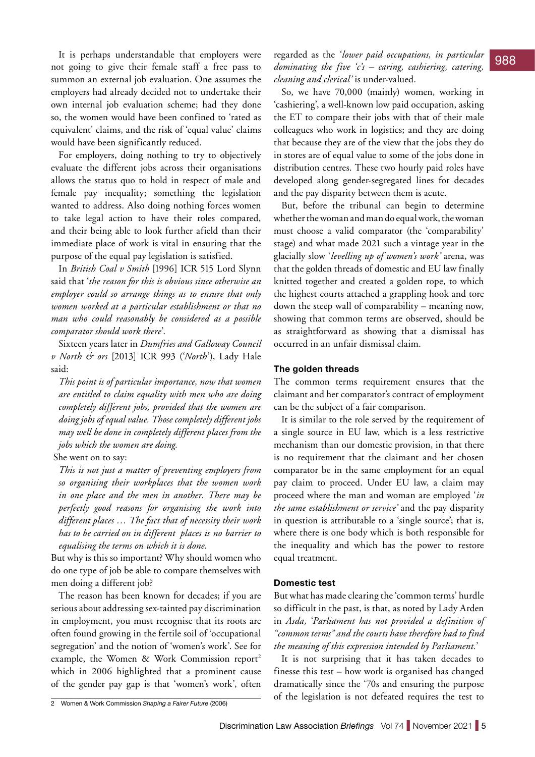It is perhaps understandable that employers were not going to give their female staff a free pass to summon an external job evaluation. One assumes the employers had already decided not to undertake their own internal job evaluation scheme; had they done so, the women would have been confined to 'rated as equivalent' claims, and the risk of 'equal value' claims would have been significantly reduced.

For employers, doing nothing to try to objectively evaluate the different jobs across their organisations allows the status quo to hold in respect of male and female pay inequality; something the legislation wanted to address. Also doing nothing forces women to take legal action to have their roles compared, and their being able to look further afield than their immediate place of work is vital in ensuring that the purpose of the equal pay legislation is satisfied.

In *British Coal v Smith* [1996] ICR 515 Lord Slynn said that '*the reason for this is obvious since otherwise an employer could so arrange things as to ensure that only women worked at a particular establishment or that no man who could reasonably be considered as a possible comparator should work there*'.

Sixteen years later in *Dumfries and Galloway Council v North & ors* [2013] ICR 993 ('*North*'), Lady Hale said:

> *This point is of particular importance, now that women are entitled to claim equality with men who are doing completely different jobs, provided that the women are doing jobs of equal value. Those completely different jobs may well be done in completely different places from the jobs which the women are doing.*

She went on to say:

> *This is not just a matter of preventing employers from so organising their workplaces that the women work in one place and the men in another. There may be perfectly good reasons for organising the work into different places … The fact that of necessity their work has to be carried on in different places is no barrier to equalising the terms on which it is done.*

But why is this so important? Why should women who do one type of job be able to compare themselves with men doing a different job?

The reason has been known for decades; if you are serious about addressing sex-tainted pay discrimination in employment, you must recognise that its roots are often found growing in the fertile soil of 'occupational segregation' and the notion of 'women's work'. See for example, the Women & Work Commission report[2] which in 2006 highlighted that a prominent cause of the gender pay gap is that 'women's work', often regarded as the *'lower paid occupations, in particular dominating the five 'c's – caring, cashiering, catering, cleaning and clerical'* is under-valued.

So, we have 70,000 (mainly) women, working in 'cashiering', a well-known low paid occupation, asking the ET to compare their jobs with that of their male colleagues who work in logistics; and they are doing that because they are of the view that the jobs they do in stores are of equal value to some of the jobs done in distribution centres. These two hourly paid roles have developed along gender-segregated lines for decades and the pay disparity between them is acute.

But, before the tribunal can begin to determine whether the woman and man do equal work, the woman must choose a valid comparator (the 'comparability' stage) and what made 2021 such a vintage year in the glacially slow '*levelling up of women's work*' arena, was that the golden threads of domestic and EU law finally knitted together and created a golden rope, to which the highest courts attached a grappling hook and tore down the steep wall of comparability – meaning now, showing that common terms are observed, should be as straightforward as showing that a dismissal has occurred in an unfair dismissal claim.

### The golden threads

The common terms requirement ensures that the claimant and her comparator's contract of employment can be the subject of a fair comparison.

It is similar to the role served by the requirement of a single source in EU law, which is a less restrictive mechanism than our domestic provision, in that there is no requirement that the claimant and her chosen comparator be in the same employment for an equal pay claim to proceed. Under EU law, a claim may proceed where the man and woman are employed '*in the same establishment or service*' and the pay disparity in question is attributable to a 'single source'; that is, where there is one body which is both responsible for the inequality and which has the power to restore equal treatment.

### Domestic test

But what has made clearing the 'common terms' hurdle so difficult in the past, is that, as noted by Lady Arden in *Asda*, *'Parliament has not provided a definition of "common terms" and the courts have therefore had to find the meaning of this expression intended by Parliament.'*

It is not surprising that it has taken decades to finesse this test – how work is organised has changed dramatically since the '70s and ensuring the purpose of the legislation is not defeated requires the test to

---

2 Women & Work Commission *Shaping a Fairer Future* (2006)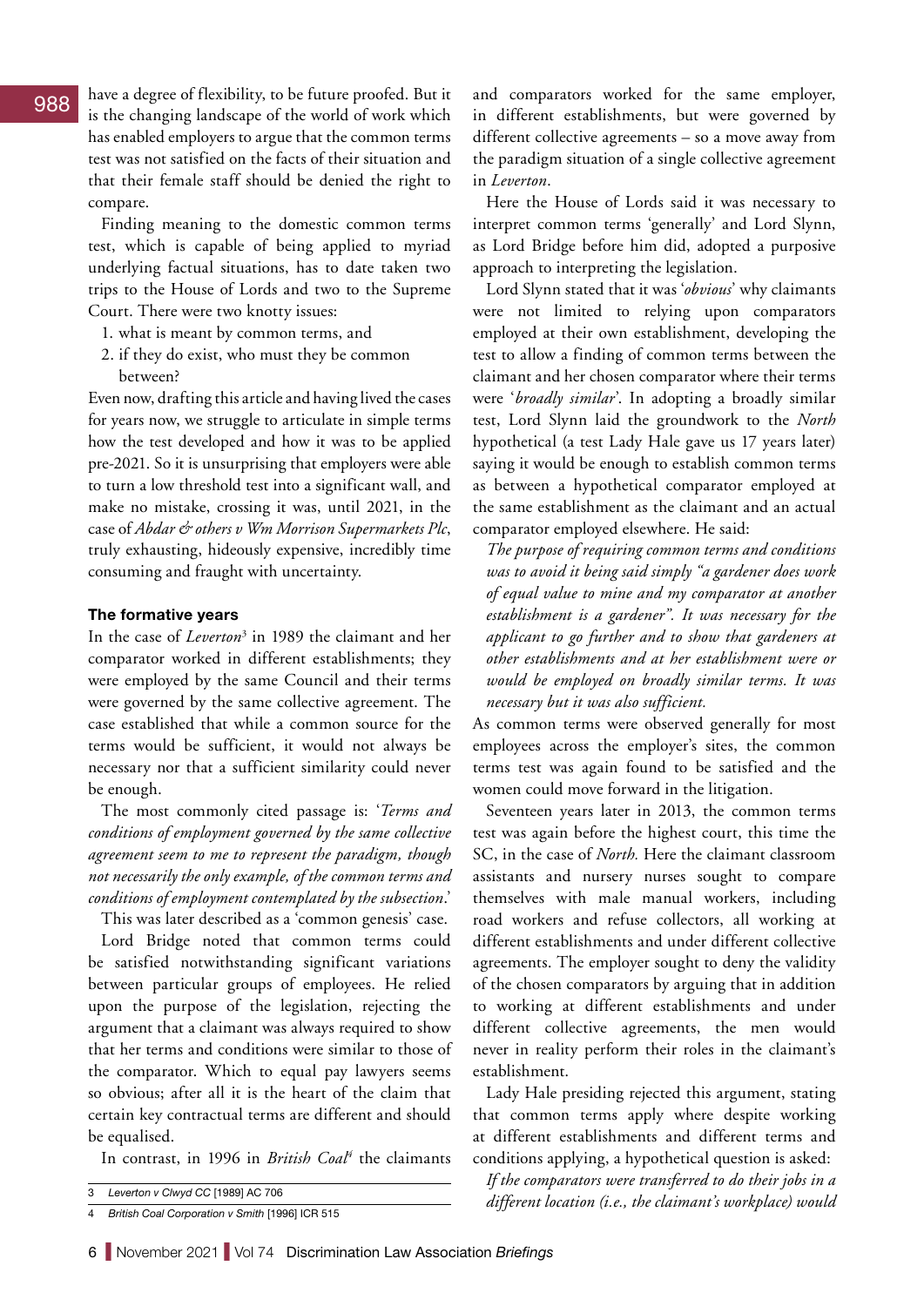have a degree of flexibility, to be future proofed. But it is the changing landscape of the world of work which has enabled employers to argue that the common terms test was not satisfied on the facts of their situation and that their female staff should be denied the right to compare.

Finding meaning to the domestic common terms test, which is capable of being applied to myriad underlying factual situations, has to date taken two trips to the House of Lords and two to the Supreme Court. There were two knotty issues:

1. what is meant by common terms, and
2. if they do exist, who must they be common between?

Even now, drafting this article and having lived the cases for years now, we struggle to articulate in simple terms how the test developed and how it was to be applied pre-2021. So it is unsurprising that employers were able to turn a low threshold test into a significant wall, and make no mistake, crossing it was, until 2021, in the case of *Abdar & others v Wm Morrison Supermarkets Plc*, truly exhausting, hideously expensive, incredibly time consuming and fraught with uncertainty.

### The formative years

In the case of *Leverton*[3] in 1989 the claimant and her comparator worked in different establishments; they were employed by the same Council and their terms were governed by the same collective agreement. The case established that while a common source for the terms would be sufficient, it would not always be necessary nor that a sufficient similarity could never be enough.

The most commonly cited passage is: '*Terms and conditions of employment governed by the same collective agreement seem to me to represent the paradigm, though not necessarily the only example, of the common terms and conditions of employment contemplated by the subsection*.'

This was later described as a 'common genesis' case.

Lord Bridge noted that common terms could be satisfied notwithstanding significant variations between particular groups of employees. He relied upon the purpose of the legislation, rejecting the argument that a claimant was always required to show that her terms and conditions were similar to those of the comparator. Which to equal pay lawyers seems so obvious; after all it is the heart of the claim that certain key contractual terms are different and should be equalised.

In contrast, in 1996 in *British Coal*[4] the claimants and comparators worked for the same employer, in different establishments, but were governed by different collective agreements – so a move away from the paradigm situation of a single collective agreement in *Leverton*.

Here the House of Lords said it was necessary to interpret common terms 'generally' and Lord Slynn, as Lord Bridge before him did, adopted a purposive approach to interpreting the legislation.

Lord Slynn stated that it was '*obvious*' why claimants were not limited to relying upon comparators employed at their own establishment, developing the test to allow a finding of common terms between the claimant and her chosen comparator where their terms were '*broadly similar*'. In adopting a broadly similar test, Lord Slynn laid the groundwork to the *North* hypothetical (a test Lady Hale gave us 17 years later) saying it would be enough to establish common terms as between a hypothetical comparator employed at the same establishment as the claimant and an actual comparator employed elsewhere. He said:

> *The purpose of requiring common terms and conditions was to avoid it being said simply "a gardener does work of equal value to mine and my comparator at another establishment is a gardener". It was necessary for the applicant to go further and to show that gardeners at other establishments and at her establishment were or would be employed on broadly similar terms. It was necessary but it was also sufficient.*

As common terms were observed generally for most employees across the employer's sites, the common terms test was again found to be satisfied and the women could move forward in the litigation.

Seventeen years later in 2013, the common terms test was again before the highest court, this time the SC, in the case of *North.* Here the claimant classroom assistants and nursery nurses sought to compare themselves with male manual workers, including road workers and refuse collectors, all working at different establishments and under different collective agreements. The employer sought to deny the validity of the chosen comparators by arguing that in addition to working at different establishments and under different collective agreements, the men would never in reality perform their roles in the claimant's establishment.

Lady Hale presiding rejected this argument, stating that common terms apply where despite working at different establishments and different terms and conditions applying, a hypothetical question is asked:

> *If the comparators were transferred to do their jobs in a different location (i.e., the claimant's workplace) would*

---

3 *Leverton v Clwyd CC* [1989] AC 706

4 *British Coal Corporation v Smith* [1996] ICR 515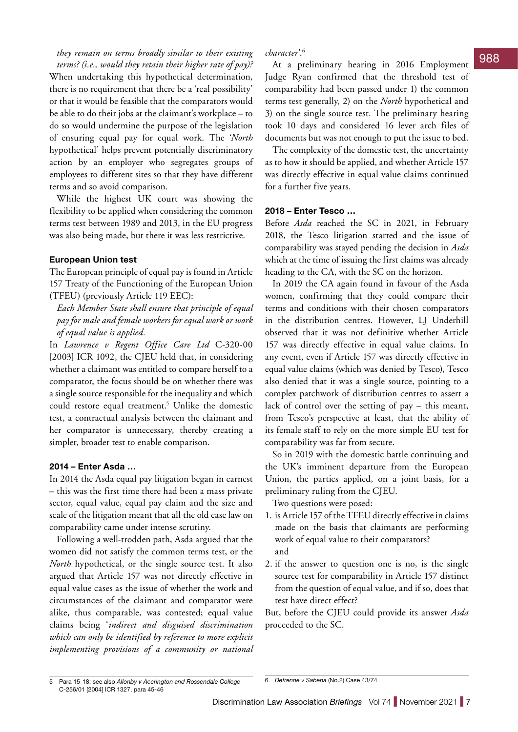*they remain on terms broadly similar to their existing terms? (i.e., would they retain their higher rate of pay)?*

When undertaking this hypothetical determination, there is no requirement that there be a 'real possibility' or that it would be feasible that the comparators would be able to do their jobs at the claimant's workplace – to do so would undermine the purpose of the legislation of ensuring equal pay for equal work. The '*North* hypothetical' helps prevent potentially discriminatory action by an employer who segregates groups of employees to different sites so that they have different terms and so avoid comparison.

While the highest UK court was showing the flexibility to be applied when considering the common terms test between 1989 and 2013, in the EU progress was also being made, but there it was less restrictive.

### European Union test

The European principle of equal pay is found in Article 157 Treaty of the Functioning of the European Union (TFEU) (previously Article 119 EEC):

*Each Member State shall ensure that principle of equal pay for male and female workers for equal work or work of equal value is applied.*

In *Lawrence v Regent Office Care Ltd* C-320-00 [2003] ICR 1092, the CJEU held that, in considering whether a claimant was entitled to compare herself to a comparator, the focus should be on whether there was a single source responsible for the inequality and which could restore equal treatment.[5] Unlike the domestic test, a contractual analysis between the claimant and her comparator is unnecessary, thereby creating a simpler, broader test to enable comparison.

### 2014 – Enter Asda …

In 2014 the Asda equal pay litigation began in earnest – this was the first time there had been a mass private sector, equal value, equal pay claim and the size and scale of the litigation meant that all the old case law on comparability came under intense scrutiny.

Following a well-trodden path, Asda argued that the women did not satisfy the common terms test, or the *North* hypothetical, or the single source test. It also argued that Article 157 was not directly effective in equal value cases as the issue of whether the work and circumstances of the claimant and comparator were alike, thus comparable, was contested; equal value claims being '*indirect and disguised discrimination which can only be identified by reference to more explicit implementing provisions of a community or national character*'.[6]

At a preliminary hearing in 2016 Employment Judge Ryan confirmed that the threshold test of comparability had been passed under 1) the common terms test generally, 2) on the *North* hypothetical and 3) on the single source test. The preliminary hearing took 10 days and considered 16 lever arch files of documents but was not enough to put the issue to bed.

The complexity of the domestic test, the uncertainty as to how it should be applied, and whether Article 157 was directly effective in equal value claims continued for a further five years.

### 2018 – Enter Tesco …

Before *Asda* reached the SC in 2021, in February 2018, the Tesco litigation started and the issue of comparability was stayed pending the decision in *Asda* which at the time of issuing the first claims was already heading to the CA, with the SC on the horizon.

In 2019 the CA again found in favour of the Asda women, confirming that they could compare their terms and conditions with their chosen comparators in the distribution centres. However, LJ Underhill observed that it was not definitive whether Article 157 was directly effective in equal value claims. In any event, even if Article 157 was directly effective in equal value claims (which was denied by Tesco), Tesco also denied that it was a single source, pointing to a complex patchwork of distribution centres to assert a lack of control over the setting of pay – this meant, from Tesco's perspective at least, that the ability of its female staff to rely on the more simple EU test for comparability was far from secure.

So in 2019 with the domestic battle continuing and the UK's imminent departure from the European Union, the parties applied, on a joint basis, for a preliminary ruling from the CJEU.

Two questions were posed:

1. is Article 157 of the TFEU directly effective in claims made on the basis that claimants are performing work of equal value to their comparators?

   and

2. if the answer to question one is no, is the single source test for comparability in Article 157 distinct from the question of equal value, and if so, does that test have direct effect?

But, before the CJEU could provide its answer *Asda* proceeded to the SC.

---

5 Para 15-18; see also *Allonby v Accrington and Rossendale College* C-256/01 [2004] ICR 1327, para 45-46

6 *Defrenne v Sabena* (No.2) Case 43/74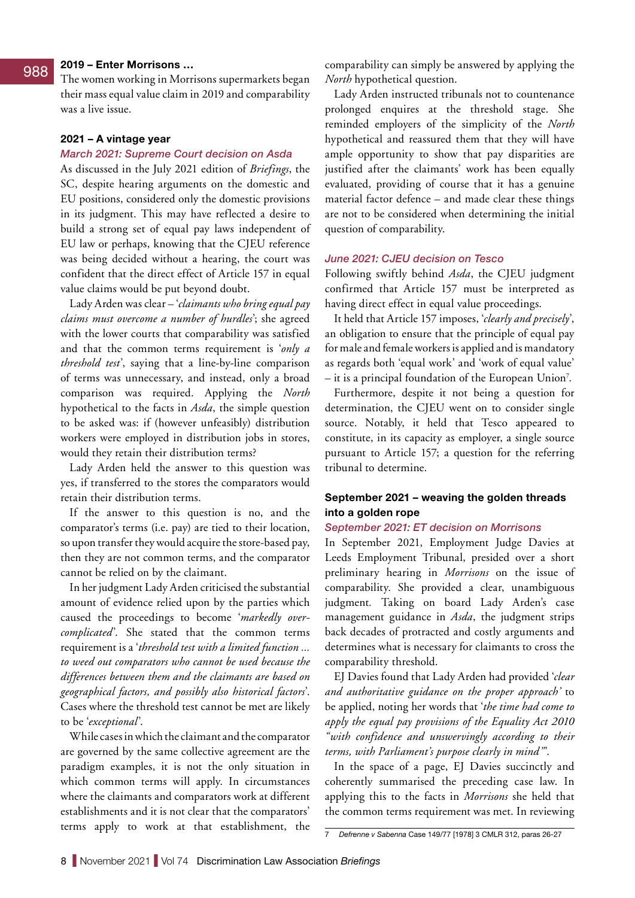### 2019 – Enter Morrisons …

The women working in Morrisons supermarkets began their mass equal value claim in 2019 and comparability was a live issue.

### 2021 – A vintage year

#### March 2021: Supreme Court decision on Asda

As discussed in the July 2021 edition of *Briefings*, the SC, despite hearing arguments on the domestic and EU positions, considered only the domestic provisions in its judgment. This may have reflected a desire to build a strong set of equal pay laws independent of EU law or perhaps, knowing that the CJEU reference was being decided without a hearing, the court was confident that the direct effect of Article 157 in equal value claims would be put beyond doubt.

Lady Arden was clear – '*claimants who bring equal pay claims must overcome a number of hurdles*'; she agreed with the lower courts that comparability was satisfied and that the common terms requirement is '*only a threshold test*', saying that a line-by-line comparison of terms was unnecessary, and instead, only a broad comparison was required. Applying the *North* hypothetical to the facts in *Asda*, the simple question to be asked was: if (however unfeasibly) distribution workers were employed in distribution jobs in stores, would they retain their distribution terms?

Lady Arden held the answer to this question was yes, if transferred to the stores the comparators would retain their distribution terms.

If the answer to this question is no, and the comparator's terms (i.e. pay) are tied to their location, so upon transfer they would acquire the store-based pay, then they are not common terms, and the comparator cannot be relied on by the claimant.

In her judgment Lady Arden criticised the substantial amount of evidence relied upon by the parties which caused the proceedings to become '*markedly over-complicated*'. She stated that the common terms requirement is a '*threshold test with a limited function … to weed out comparators who cannot be used because the differences between them and the claimants are based on geographical factors, and possibly also historical factors*'. Cases where the threshold test cannot be met are likely to be '*exceptional*'.

While cases in which the claimant and the comparator are governed by the same collective agreement are the paradigm examples, it is not the only situation in which common terms will apply. In circumstances where the claimants and comparators work at different establishments and it is not clear that the comparators' terms apply to work at that establishment, the comparability can simply be answered by applying the *North* hypothetical question.

Lady Arden instructed tribunals not to countenance prolonged enquires at the threshold stage. She reminded employers of the simplicity of the *North* hypothetical and reassured them that they will have ample opportunity to show that pay disparities are justified after the claimants' work has been equally evaluated, providing of course that it has a genuine material factor defence – and made clear these things are not to be considered when determining the initial question of comparability.

#### June 2021: CJEU decision on Tesco

Following swiftly behind *Asda*, the CJEU judgment confirmed that Article 157 must be interpreted as having direct effect in equal value proceedings.

It held that Article 157 imposes, '*clearly and precisely*', an obligation to ensure that the principle of equal pay for male and female workers is applied and is mandatory as regards both 'equal work' and 'work of equal value' – it is a principal foundation of the European Union[7].

Furthermore, despite it not being a question for determination, the CJEU went on to consider single source. Notably, it held that Tesco appeared to constitute, in its capacity as employer, a single source pursuant to Article 157; a question for the referring tribunal to determine.

### September 2021 – weaving the golden threads into a golden rope

#### September 2021: ET decision on Morrisons

In September 2021, Employment Judge Davies at Leeds Employment Tribunal, presided over a short preliminary hearing in *Morrisons* on the issue of comparability. She provided a clear, unambiguous judgment. Taking on board Lady Arden's case management guidance in *Asda*, the judgment strips back decades of protracted and costly arguments and determines what is necessary for claimants to cross the comparability threshold.

EJ Davies found that Lady Arden had provided '*clear and authoritative guidance on the proper approach*' to be applied, noting her words that '*the time had come to apply the equal pay provisions of the Equality Act 2010 "with confidence and unswervingly according to their terms, with Parliament's purpose clearly in mind"*'.

In the space of a page, EJ Davies succinctly and coherently summarised the preceding case law. In applying this to the facts in *Morrisons* she held that the common terms requirement was met. In reviewing

---

7 *Defrenne v Sabena* Case 149/77 [1978] 3 CMLR 312, paras 26-27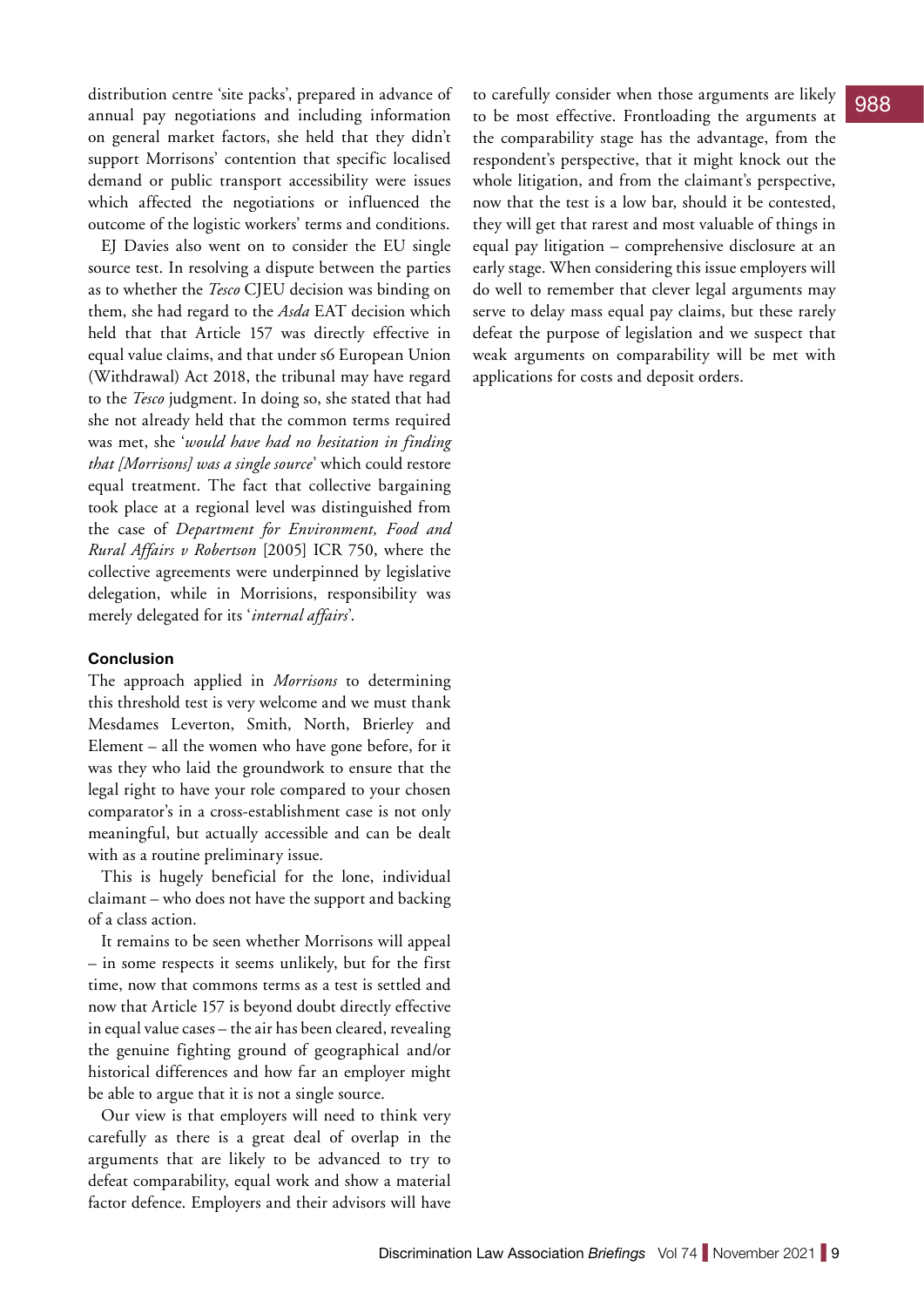distribution centre 'site packs', prepared in advance of annual pay negotiations and including information on general market factors, she held that they didn't support Morrisons' contention that specific localised demand or public transport accessibility were issues which affected the negotiations or influenced the outcome of the logistic workers' terms and conditions.

EJ Davies also went on to consider the EU single source test. In resolving a dispute between the parties as to whether the *Tesco* CJEU decision was binding on them, she had regard to the *Asda* EAT decision which held that that Article 157 was directly effective in equal value claims, and that under s6 European Union (Withdrawal) Act 2018, the tribunal may have regard to the *Tesco* judgment. In doing so, she stated that had she not already held that the common terms required was met, she '*would have had no hesitation in finding that [Morrisons] was a single source*' which could restore equal treatment. The fact that collective bargaining took place at a regional level was distinguished from the case of *Department for Environment, Food and Rural Affairs v Robertson* [2005] ICR 750, where the collective agreements were underpinned by legislative delegation, while in Morrisons, responsibility was merely delegated for its '*internal affairs*'.

**Conclusion**

The approach applied in *Morrisons* to determining this threshold test is very welcome and we must thank Mesdames Leverton, Smith, North, Brierley and Element – all the women who have gone before, for it was they who laid the groundwork to ensure that the legal right to have your role compared to your chosen comparator's in a cross-establishment case is not only meaningful, but actually accessible and can be dealt with as a routine preliminary issue.

This is hugely beneficial for the lone, individual claimant – who does not have the support and backing of a class action.

It remains to be seen whether Morrisons will appeal – in some respects it seems unlikely, but for the first time, now that commons terms as a test is settled and now that Article 157 is beyond doubt directly effective in equal value cases – the air has been cleared, revealing the genuine fighting ground of geographical and/or historical differences and how far an employer might be able to argue that it is not a single source.

Our view is that employers will need to think very carefully as there is a great deal of overlap in the arguments that are likely to be advanced to try to defeat comparability, equal work and show a material factor defence. Employers and their advisors will have to carefully consider when those arguments are likely to be most effective. Frontloading the arguments at the comparability stage has the advantage, from the respondent's perspective, that it might knock out the whole litigation, and from the claimant's perspective, now that the test is a low bar, should it be contested, they will get that rarest and most valuable of things in equal pay litigation – comprehensive disclosure at an early stage. When considering this issue employers will do well to remember that clever legal arguments may serve to delay mass equal pay claims, but these rarely defeat the purpose of legislation and we suspect that weak arguments on comparability will be met with applications for costs and deposit orders.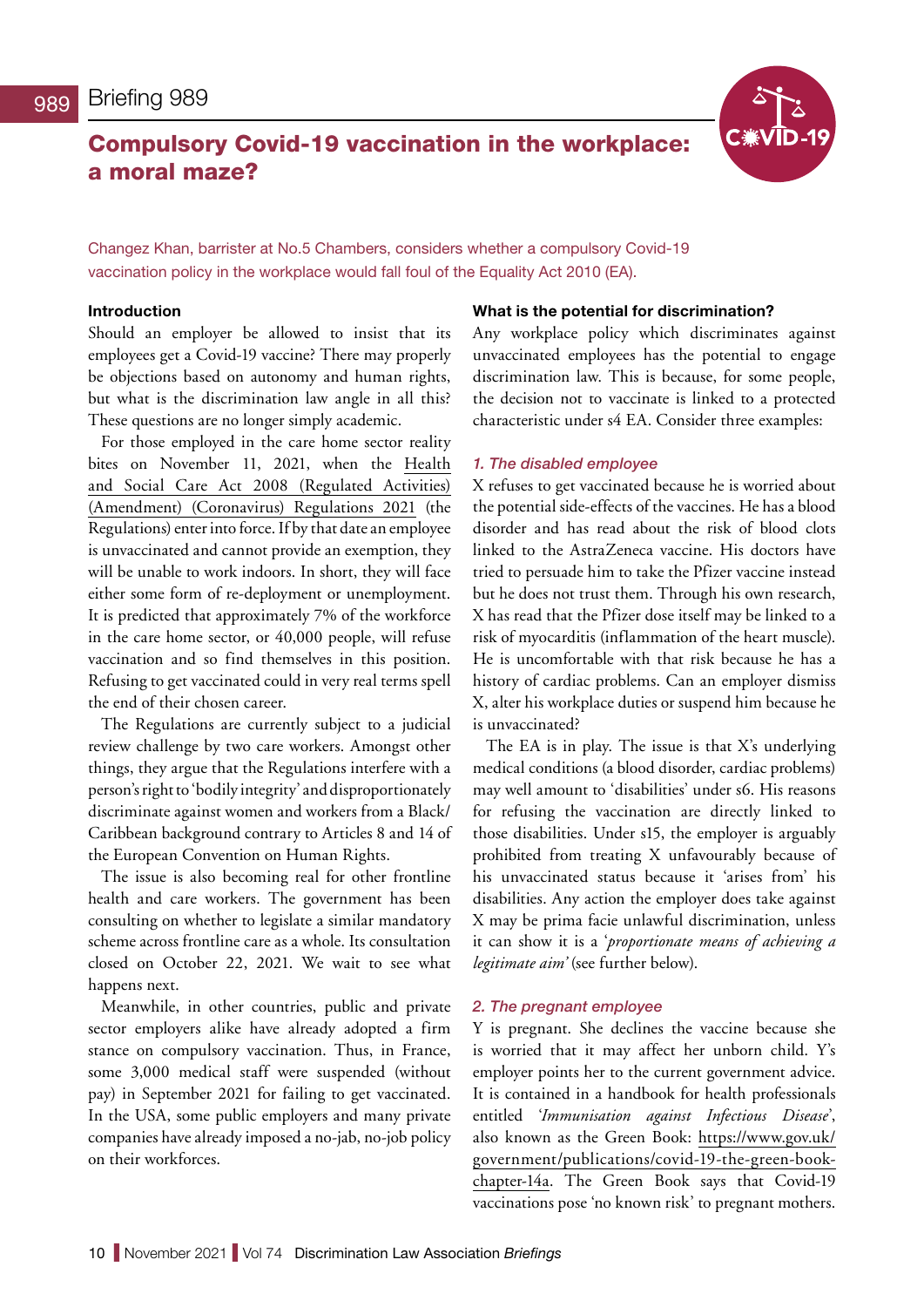# Briefing 989

## Compulsory Covid-19 vaccination in the workplace: a moral maze?

Changez Khan, barrister at No.5 Chambers, considers whether a compulsory Covid-19 vaccination policy in the workplace would fall foul of the Equality Act 2010 (EA).

### Introduction

Should an employer be allowed to insist that its employees get a Covid-19 vaccine? There may properly be objections based on autonomy and human rights, but what is the discrimination law angle in all this? These questions are no longer simply academic.

For those employed in the care home sector reality bites on November 11, 2021, when the Health and Social Care Act 2008 (Regulated Activities) (Amendment) (Coronavirus) Regulations 2021 (the Regulations) enter into force. If by that date an employee is unvaccinated and cannot provide an exemption, they will be unable to work indoors. In short, they will face either some form of re-deployment or unemployment. It is predicted that approximately 7% of the workforce in the care home sector, or 40,000 people, will refuse vaccination and so find themselves in this position. Refusing to get vaccinated could in very real terms spell the end of their chosen career.

The Regulations are currently subject to a judicial review challenge by two care workers. Amongst other things, they argue that the Regulations interfere with a person's right to 'bodily integrity' and disproportionately discriminate against women and workers from a Black/Caribbean background contrary to Articles 8 and 14 of the European Convention on Human Rights.

The issue is also becoming real for other frontline health and care workers. The government has been consulting on whether to legislate a similar mandatory scheme across frontline care as a whole. Its consultation closed on October 22, 2021. We wait to see what happens next.

Meanwhile, in other countries, public and private sector employers alike have already adopted a firm stance on compulsory vaccination. Thus, in France, some 3,000 medical staff were suspended (without pay) in September 2021 for failing to get vaccinated. In the USA, some public employers and many private companies have already imposed a no-jab, no-job policy on their workforces.

### What is the potential for discrimination?

Any workplace policy which discriminates against unvaccinated employees has the potential to engage discrimination law. This is because, for some people, the decision not to vaccinate is linked to a protected characteristic under s4 EA. Consider three examples:

#### *1. The disabled employee*

X refuses to get vaccinated because he is worried about the potential side-effects of the vaccines. He has a blood disorder and has read about the risk of blood clots linked to the AstraZeneca vaccine. His doctors have tried to persuade him to take the Pfizer vaccine instead but he does not trust them. Through his own research, X has read that the Pfizer dose itself may be linked to a risk of myocarditis (inflammation of the heart muscle). He is uncomfortable with that risk because he has a history of cardiac problems. Can an employer dismiss X, alter his workplace duties or suspend him because he is unvaccinated?

The EA is in play. The issue is that X's underlying medical conditions (a blood disorder, cardiac problems) may well amount to 'disabilities' under s6. His reasons for refusing the vaccination are directly linked to those disabilities. Under s15, the employer is arguably prohibited from treating X unfavourably because of his unvaccinated status because it 'arises from' his disabilities. Any action the employer does take against X may be prima facie unlawful discrimination, unless it can show it is a '*proportionate means of achieving a legitimate aim*' (see further below).

#### *2. The pregnant employee*

Y is pregnant. She declines the vaccine because she is worried that it may affect her unborn child. Y's employer points her to the current government advice. It is contained in a handbook for health professionals entitled '*Immunisation against Infectious Disease*', also known as the Green Book: https://www.gov.uk/government/publications/covid-19-the-green-book-chapter-14a. The Green Book says that Covid-19 vaccinations pose 'no known risk' to pregnant mothers.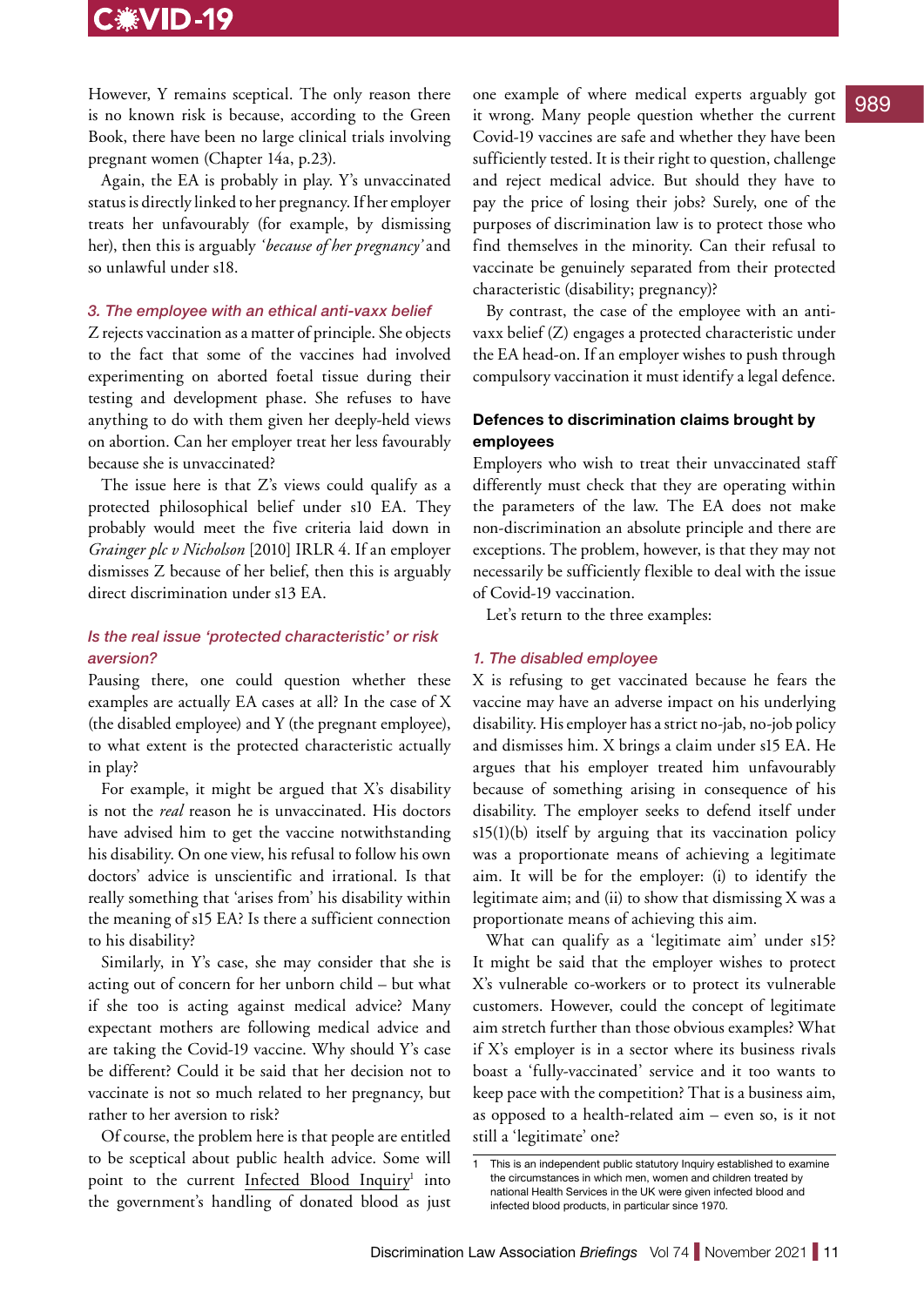However, Y remains sceptical. The only reason there is no known risk is because, according to the Green Book, there have been no large clinical trials involving pregnant women (Chapter 14a, p.23).

Again, the EA is probably in play. Y's unvaccinated status is directly linked to her pregnancy. If her employer treats her unfavourably (for example, by dismissing her), then this is arguably *'because of her pregnancy'* and so unlawful under s18.

### 3. The employee with an ethical anti-vaxx belief

Z rejects vaccination as a matter of principle. She objects to the fact that some of the vaccines had involved experimenting on aborted foetal tissue during their testing and development phase. She refuses to have anything to do with them given her deeply-held views on abortion. Can her employer treat her less favourably because she is unvaccinated?

The issue here is that Z's views could qualify as a protected philosophical belief under s10 EA. They probably would meet the five criteria laid down in *Grainger plc v Nicholson* [2010] IRLR 4. If an employer dismisses Z because of her belief, then this is arguably direct discrimination under s13 EA.

### Is the real issue 'protected characteristic' or risk aversion?

Pausing there, one could question whether these examples are actually EA cases at all? In the case of X (the disabled employee) and Y (the pregnant employee), to what extent is the protected characteristic actually in play?

For example, it might be argued that X's disability is not the *real* reason he is unvaccinated. His doctors have advised him to get the vaccine notwithstanding his disability. On one view, his refusal to follow his own doctors' advice is unscientific and irrational. Is that really something that 'arises from' his disability within the meaning of s15 EA? Is there a sufficient connection to his disability?

Similarly, in Y's case, she may consider that she is acting out of concern for her unborn child – but what if she too is acting against medical advice? Many expectant mothers are following medical advice and are taking the Covid-19 vaccine. Why should Y's case be different? Could it be said that her decision not to vaccinate is not so much related to her pregnancy, but rather to her aversion to risk?

Of course, the problem here is that people are entitled to be sceptical about public health advice. Some will point to the current Infected Blood Inquiry[1] into the government's handling of donated blood as just one example of where medical experts arguably got it wrong. Many people question whether the current Covid-19 vaccines are safe and whether they have been sufficiently tested. It is their right to question, challenge and reject medical advice. But should they have to pay the price of losing their jobs? Surely, one of the purposes of discrimination law is to protect those who find themselves in the minority. Can their refusal to vaccinate be genuinely separated from their protected characteristic (disability; pregnancy)?

By contrast, the case of the employee with an anti-vaxx belief (Z) engages a protected characteristic under the EA head-on. If an employer wishes to push through compulsory vaccination it must identify a legal defence.

## Defences to discrimination claims brought by employees

Employers who wish to treat their unvaccinated staff differently must check that they are operating within the parameters of the law. The EA does not make non-discrimination an absolute principle and there are exceptions. The problem, however, is that they may not necessarily be sufficiently flexible to deal with the issue of Covid-19 vaccination.

Let's return to the three examples:

### 1. The disabled employee

X is refusing to get vaccinated because he fears the vaccine may have an adverse impact on his underlying disability. His employer has a strict no-jab, no-job policy and dismisses him. X brings a claim under s15 EA. He argues that his employer treated him unfavourably because of something arising in consequence of his disability. The employer seeks to defend itself under s15(1)(b) itself by arguing that its vaccination policy was a proportionate means of achieving a legitimate aim. It will be for the employer: (i) to identify the legitimate aim; and (ii) to show that dismissing X was a proportionate means of achieving this aim.

What can qualify as a 'legitimate aim' under s15? It might be said that the employer wishes to protect X's vulnerable co-workers or to protect its vulnerable customers. However, could the concept of legitimate aim stretch further than those obvious examples? What if X's employer is in a sector where its business rivals boast a 'fully-vaccinated' service and it too wants to keep pace with the competition? That is a business aim, as opposed to a health-related aim – even so, is it not still a 'legitimate' one?

---

[1] This is an independent public statutory Inquiry established to examine the circumstances in which men, women and children treated by national Health Services in the UK were given infected blood and infected blood products, in particular since 1970.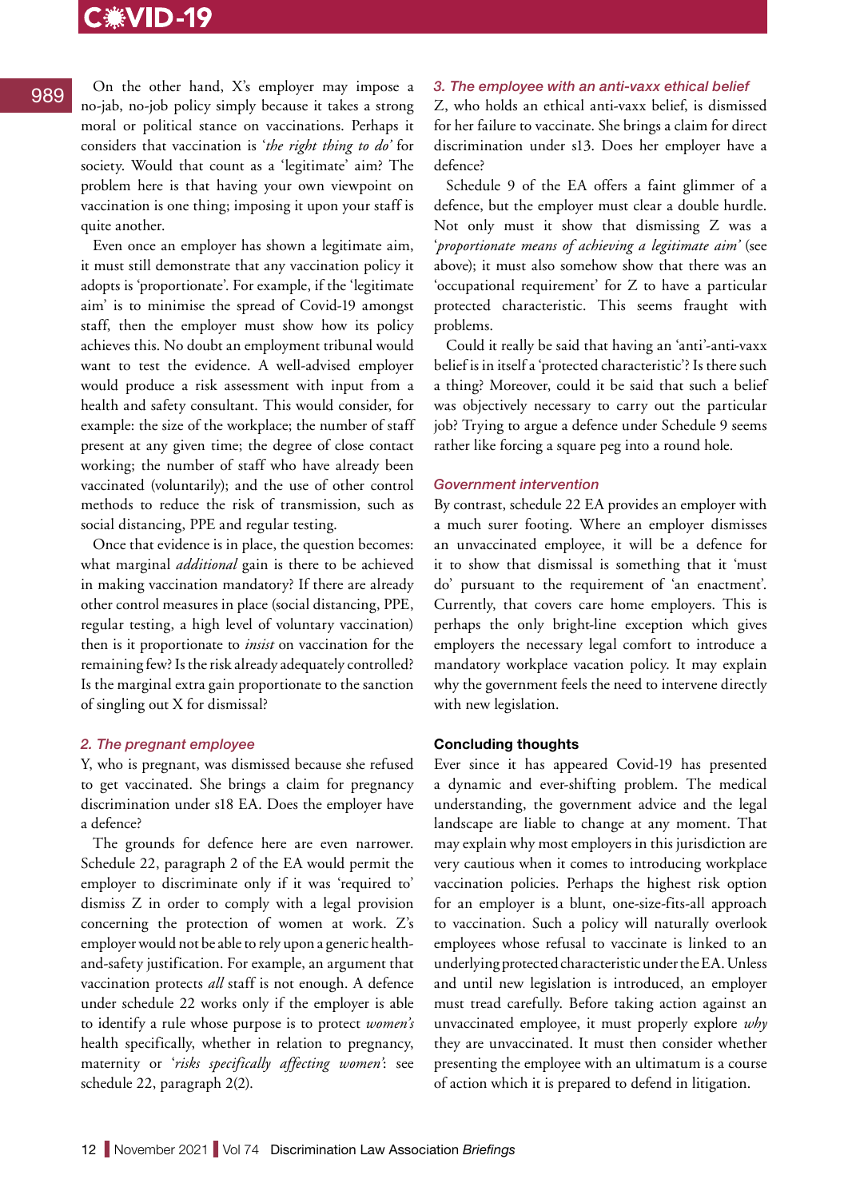On the other hand, X's employer may impose a no-jab, no-job policy simply because it takes a strong moral or political stance on vaccinations. Perhaps it considers that vaccination is '*the right thing to do'* for society. Would that count as a 'legitimate' aim? The problem here is that having your own viewpoint on vaccination is one thing; imposing it upon your staff is quite another.

Even once an employer has shown a legitimate aim, it must still demonstrate that any vaccination policy it adopts is 'proportionate'. For example, if the 'legitimate aim' is to minimise the spread of Covid-19 amongst staff, then the employer must show how its policy achieves this. No doubt an employment tribunal would want to test the evidence. A well-advised employer would produce a risk assessment with input from a health and safety consultant. This would consider, for example: the size of the workplace; the number of staff present at any given time; the degree of close contact working; the number of staff who have already been vaccinated (voluntarily); and the use of other control methods to reduce the risk of transmission, such as social distancing, PPE and regular testing.

Once that evidence is in place, the question becomes: what marginal *additional* gain is there to be achieved in making vaccination mandatory? If there are already other control measures in place (social distancing, PPE, regular testing, a high level of voluntary vaccination) then is it proportionate to *insist* on vaccination for the remaining few? Is the risk already adequately controlled? Is the marginal extra gain proportionate to the sanction of singling out X for dismissal?

### *2. The pregnant employee*

Y, who is pregnant, was dismissed because she refused to get vaccinated. She brings a claim for pregnancy discrimination under s18 EA. Does the employer have a defence?

The grounds for defence here are even narrower. Schedule 22, paragraph 2 of the EA would permit the employer to discriminate only if it was 'required to' dismiss Z in order to comply with a legal provision concerning the protection of women at work. Z's employer would not be able to rely upon a generic health-and-safety justification. For example, an argument that vaccination protects *all* staff is not enough. A defence under schedule 22 works only if the employer is able to identify a rule whose purpose is to protect *women's* health specifically, whether in relation to pregnancy, maternity or '*risks specifically affecting women*': see schedule 22, paragraph 2(2).

### *3. The employee with an anti-vaxx ethical belief*

Z, who holds an ethical anti-vaxx belief, is dismissed for her failure to vaccinate. She brings a claim for direct discrimination under s13. Does her employer have a defence?

Schedule 9 of the EA offers a faint glimmer of a defence, but the employer must clear a double hurdle. Not only must it show that dismissing Z was a '*proportionate means of achieving a legitimate aim'* (see above); it must also somehow show that there was an 'occupational requirement' for Z to have a particular protected characteristic. This seems fraught with problems.

Could it really be said that having an 'anti'-anti-vaxx belief is in itself a 'protected characteristic'? Is there such a thing? Moreover, could it be said that such a belief was objectively necessary to carry out the particular job? Trying to argue a defence under Schedule 9 seems rather like forcing a square peg into a round hole.

### *Government intervention*

By contrast, schedule 22 EA provides an employer with a much surer footing. Where an employer dismisses an unvaccinated employee, it will be a defence for it to show that dismissal is something that it 'must do' pursuant to the requirement of 'an enactment'. Currently, that covers care home employers. This is perhaps the only bright-line exception which gives employers the necessary legal comfort to introduce a mandatory workplace vacation policy. It may explain why the government feels the need to intervene directly with new legislation.

### Concluding thoughts

Ever since it has appeared Covid-19 has presented a dynamic and ever-shifting problem. The medical understanding, the government advice and the legal landscape are liable to change at any moment. That may explain why most employers in this jurisdiction are very cautious when it comes to introducing workplace vaccination policies. Perhaps the highest risk option for an employer is a blunt, one-size-fits-all approach to vaccination. Such a policy will naturally overlook employees whose refusal to vaccinate is linked to an underlying protected characteristic under the EA. Unless and until new legislation is introduced, an employer must tread carefully. Before taking action against an unvaccinated employee, it must properly explore *why* they are unvaccinated. It must then consider whether presenting the employee with an ultimatum is a course of action which it is prepared to defend in litigation.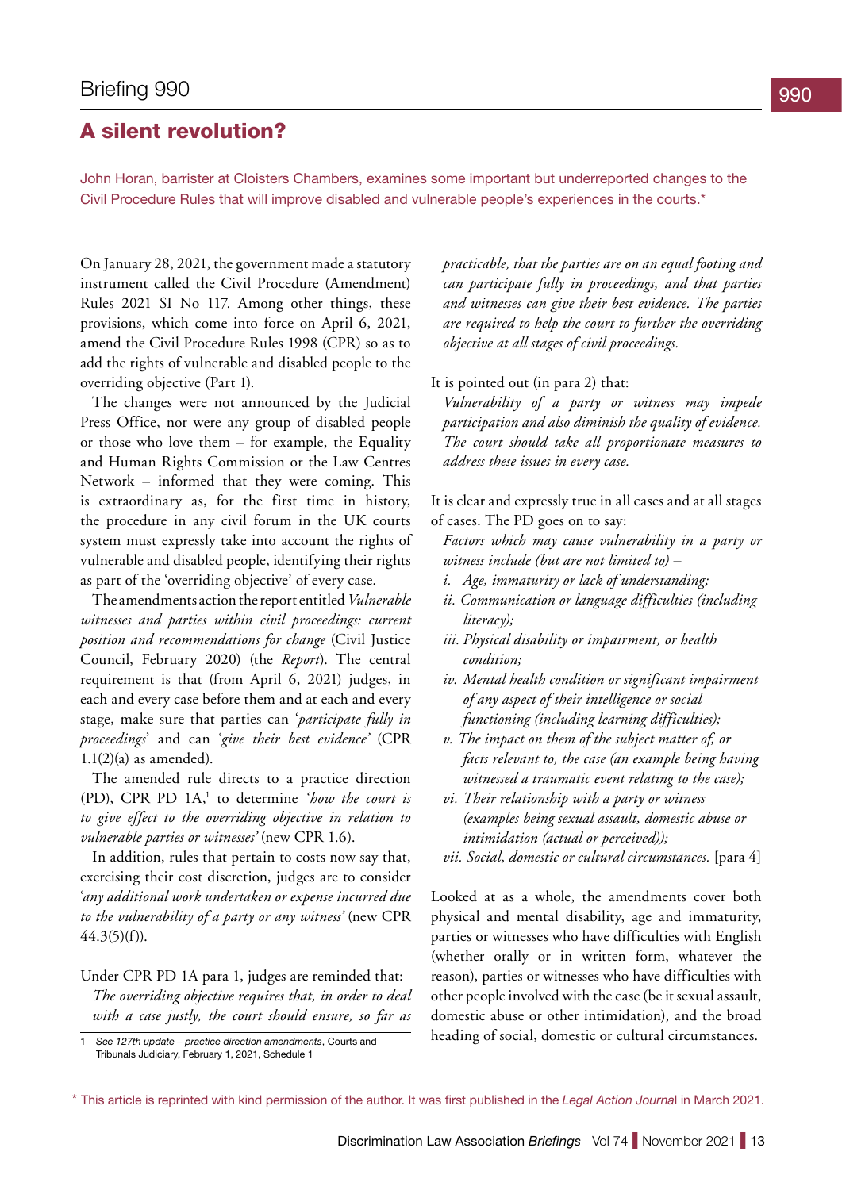Briefing 990

# A silent revolution?

John Horan, barrister at Cloisters Chambers, examines some important but underreported changes to the Civil Procedure Rules that will improve disabled and vulnerable people's experiences in the courts.*

On January 28, 2021, the government made a statutory instrument called the Civil Procedure (Amendment) Rules 2021 SI No 117. Among other things, these provisions, which come into force on April 6, 2021, amend the Civil Procedure Rules 1998 (CPR) so as to add the rights of vulnerable and disabled people to the overriding objective (Part 1).

The changes were not announced by the Judicial Press Office, nor were any group of disabled people or those who love them – for example, the Equality and Human Rights Commission or the Law Centres Network – informed that they were coming. This is extraordinary as, for the first time in history, the procedure in any civil forum in the UK courts system must expressly take into account the rights of vulnerable and disabled people, identifying their rights as part of the 'overriding objective' of every case.

The amendments action the report entitled *Vulnerable witnesses and parties within civil proceedings: current position and recommendations for change* (Civil Justice Council, February 2020) (the *Report*). The central requirement is that (from April 6, 2021) judges, in each and every case before them and at each and every stage, make sure that parties can '*participate fully in proceedings*' and can '*give their best evidence*' (CPR 1.1(2)(a) as amended).

The amended rule directs to a practice direction (PD), CPR PD 1A,[1] to determine *'how the court is to give effect to the overriding objective in relation to vulnerable parties or witnesses'* (new CPR 1.6).

In addition, rules that pertain to costs now say that, exercising their cost discretion, judges are to consider '*any additional work undertaken or expense incurred due to the vulnerability of a party or any witness'* (new CPR 44.3(5)(f)).

Under CPR PD 1A para 1, judges are reminded that:

> *The overriding objective requires that, in order to deal with a case justly, the court should ensure, so far as practicable, that the parties are on an equal footing and can participate fully in proceedings, and that parties and witnesses can give their best evidence. The parties are required to help the court to further the overriding objective at all stages of civil proceedings.*

It is pointed out (in para 2) that:

> *Vulnerability of a party or witness may impede participation and also diminish the quality of evidence. The court should take all proportionate measures to address these issues in every case.*

It is clear and expressly true in all cases and at all stages of cases. The PD goes on to say:

> *Factors which may cause vulnerability in a party or witness include (but are not limited to) –*
>
> *i. Age, immaturity or lack of understanding;*
>
> *ii. Communication or language difficulties (including literacy);*
>
> *iii. Physical disability or impairment, or health condition;*
>
> *iv. Mental health condition or significant impairment of any aspect of their intelligence or social functioning (including learning difficulties);*
>
> *v. The impact on them of the subject matter of, or facts relevant to, the case (an example being having witnessed a traumatic event relating to the case);*
>
> *vi. Their relationship with a party or witness (examples being sexual assault, domestic abuse or intimidation (actual or perceived));*
>
> *vii. Social, domestic or cultural circumstances.* [para 4]

Looked at as a whole, the amendments cover both physical and mental disability, age and immaturity, parties or witnesses who have difficulties with English (whether orally or in written form, whatever the reason), parties or witnesses who have difficulties with other people involved with the case (be it sexual assault, domestic abuse or other intimidation), and the broad heading of social, domestic or cultural circumstances.

1 See *127th update – practice direction amendments*, Courts and Tribunals Judiciary, February 1, 2021, Schedule 1

\* This article is reprinted with kind permission of the author. It was first published in the *Legal Action Journal* in March 2021.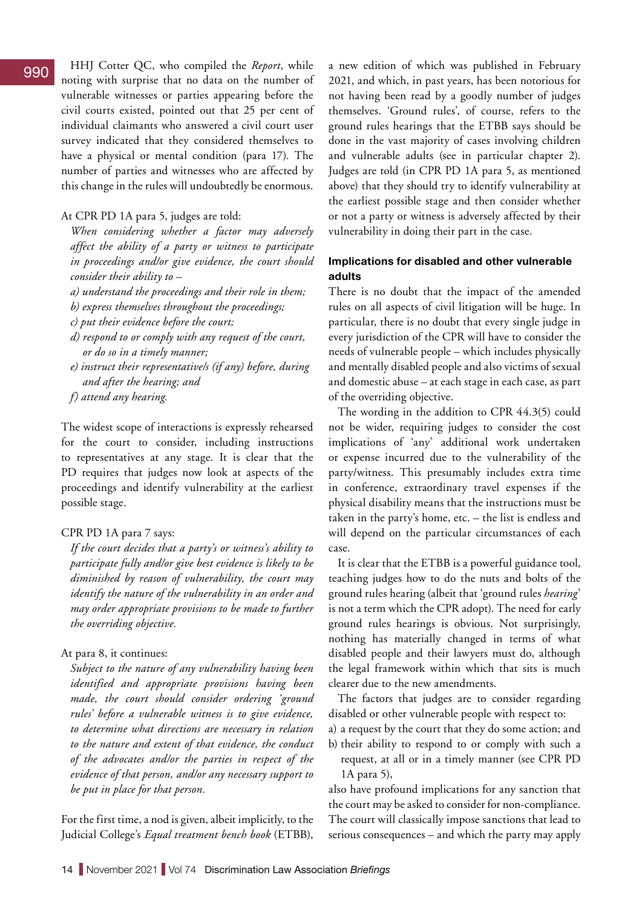HHJ Cotter QC, who compiled the *Report*, while noting with surprise that no data on the number of vulnerable witnesses or parties appearing before the civil courts existed, pointed out that 25 per cent of individual claimants who answered a civil court user survey indicated that they considered themselves to have a physical or mental condition (para 17). The number of parties and witnesses who are affected by this change in the rules will undoubtedly be enormous.

At CPR PD 1A para 5, judges are told:

> *When considering whether a factor may adversely affect the ability of a party or witness to participate in proceedings and/or give evidence, the court should consider their ability to –*
> *a) understand the proceedings and their role in them;*
> *b) express themselves throughout the proceedings;*
> *c) put their evidence before the court;*
> *d) respond to or comply with any request of the court, or do so in a timely manner;*
> *e) instruct their representative/s (if any) before, during and after the hearing; and*
> *f) attend any hearing.*

The widest scope of interactions is expressly rehearsed for the court to consider, including instructions to representatives at any stage. It is clear that the PD requires that judges now look at aspects of the proceedings and identify vulnerability at the earliest possible stage.

CPR PD 1A para 7 says:

> *If the court decides that a party's or witness's ability to participate fully and/or give best evidence is likely to be diminished by reason of vulnerability, the court may identify the nature of the vulnerability in an order and may order appropriate provisions to be made to further the overriding objective.*

At para 8, it continues:

> *Subject to the nature of any vulnerability having been identified and appropriate provisions having been made, the court should consider ordering 'ground rules' before a vulnerable witness is to give evidence, to determine what directions are necessary in relation to the nature and extent of that evidence, the conduct of the advocates and/or the parties in respect of the evidence of that person, and/or any necessary support to be put in place for that person.*

For the first time, a nod is given, albeit implicitly, to the Judicial College's *Equal treatment bench book* (ETBB), a new edition of which was published in February 2021, and which, in past years, has been notorious for not having been read by a goodly number of judges themselves. 'Ground rules', of course, refers to the ground rules hearings that the ETBB says should be done in the vast majority of cases involving children and vulnerable adults (see in particular chapter 2). Judges are told (in CPR PD 1A para 5, as mentioned above) that they should try to identify vulnerability at the earliest possible stage and then consider whether or not a party or witness is adversely affected by their vulnerability in doing their part in the case.

### Implications for disabled and other vulnerable adults

There is no doubt that the impact of the amended rules on all aspects of civil litigation will be huge. In particular, there is no doubt that every single judge in every jurisdiction of the CPR will have to consider the needs of vulnerable people – which includes physically and mentally disabled people and also victims of sexual and domestic abuse – at each stage in each case, as part of the overriding objective.

The wording in the addition to CPR 44.3(5) could not be wider, requiring judges to consider the cost implications of 'any' additional work undertaken or expense incurred due to the vulnerability of the party/witness. This presumably includes extra time in conference, extraordinary travel expenses if the physical disability means that the instructions must be taken in the party's home, etc. – the list is endless and will depend on the particular circumstances of each case.

It is clear that the ETBB is a powerful guidance tool, teaching judges how to do the nuts and bolts of the ground rules hearing (albeit that 'ground rules *hearing*' is not a term which the CPR adopt). The need for early ground rules hearings is obvious. Not surprisingly, nothing has materially changed in terms of what disabled people and their lawyers must do, although the legal framework within which that sits is much clearer due to the new amendments.

The factors that judges are to consider regarding disabled or other vulnerable people with respect to:

a) a request by the court that they do some action; and
b) their ability to respond to or comply with such a request, at all or in a timely manner (see CPR PD 1A para 5),

also have profound implications for any sanction that the court may be asked to consider for non-compliance. The court will classically impose sanctions that lead to serious consequences – and which the party may apply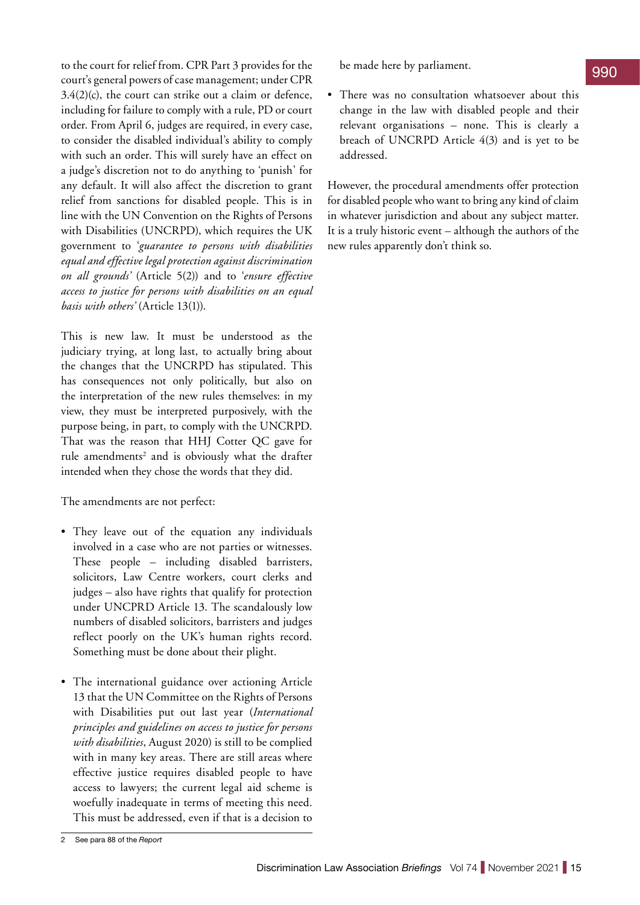to the court for relief from. CPR Part 3 provides for the court's general powers of case management; under CPR 3.4(2)(c), the court can strike out a claim or defence, including for failure to comply with a rule, PD or court order. From April 6, judges are required, in every case, to consider the disabled individual's ability to comply with such an order. This will surely have an effect on a judge's discretion not to do anything to 'punish' for any default. It will also affect the discretion to grant relief from sanctions for disabled people. This is in line with the UN Convention on the Rights of Persons with Disabilities (UNCRPD), which requires the UK government to '*guarantee to persons with disabilities equal and effective legal protection against discrimination on all grounds*' (Article 5(2)) and to '*ensure effective access to justice for persons with disabilities on an equal basis with others*' (Article 13(1)).

This is new law. It must be understood as the judiciary trying, at long last, to actually bring about the changes that the UNCRPD has stipulated. This has consequences not only politically, but also on the interpretation of the new rules themselves: in my view, they must be interpreted purposively, with the purpose being, in part, to comply with the UNCRPD. That was the reason that HHJ Cotter QC gave for rule amendments[2] and is obviously what the drafter intended when they chose the words that they did.

The amendments are not perfect:

- They leave out of the equation any individuals involved in a case who are not parties or witnesses. These people – including disabled barristers, solicitors, Law Centre workers, court clerks and judges – also have rights that qualify for protection under UNCPRD Article 13. The scandalously low numbers of disabled solicitors, barristers and judges reflect poorly on the UK's human rights record. Something must be done about their plight.

- The international guidance over actioning Article 13 that the UN Committee on the Rights of Persons with Disabilities put out last year (*International principles and guidelines on access to justice for persons with disabilities*, August 2020) is still to be complied with in many key areas. There are still areas where effective justice requires disabled people to have access to lawyers; the current legal aid scheme is woefully inadequate in terms of meeting this need. This must be addressed, even if that is a decision to be made here by parliament.

- There was no consultation whatsoever about this change in the law with disabled people and their relevant organisations – none. This is clearly a breach of UNCRPD Article 4(3) and is yet to be addressed.

However, the procedural amendments offer protection for disabled people who want to bring any kind of claim in whatever jurisdiction and about any subject matter. It is a truly historic event – although the authors of the new rules apparently don't think so.

2 See para 88 of the *Report*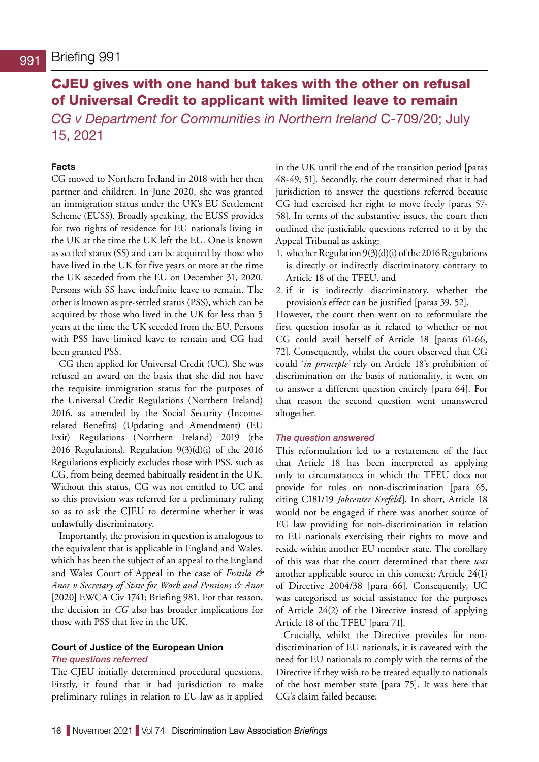# Briefing 991

## CJEU gives with one hand but takes with the other on refusal of Universal Credit to applicant with limited leave to remain

*CG v Department for Communities in Northern Ireland* C-709/20; July 15, 2021

### Facts

CG moved to Northern Ireland in 2018 with her then partner and children. In June 2020, she was granted an immigration status under the UK's EU Settlement Scheme (EUSS). Broadly speaking, the EUSS provides for two rights of residence for EU nationals living in the UK at the time the UK left the EU. One is known as settled status (SS) and can be acquired by those who have lived in the UK for five years or more at the time the UK seceded from the EU on December 31, 2020. Persons with SS have indefinite leave to remain. The other is known as pre-settled status (PSS), which can be acquired by those who lived in the UK for less than 5 years at the time the UK seceded from the EU. Persons with PSS have limited leave to remain and CG had been granted PSS.

CG then applied for Universal Credit (UC). She was refused an award on the basis that she did not have the requisite immigration status for the purposes of the Universal Credit Regulations (Northern Ireland) 2016, as amended by the Social Security (Income-related Benefits) (Updating and Amendment) (EU Exit) Regulations (Northern Ireland) 2019 (the 2016 Regulations). Regulation 9(3)(d)(i) of the 2016 Regulations explicitly excludes those with PSS, such as CG, from being deemed habitually resident in the UK. Without this status, CG was not entitled to UC and so this provision was referred for a preliminary ruling so as to ask the CJEU to determine whether it was unlawfully discriminatory.

Importantly, the provision in question is analogous to the equivalent that is applicable in England and Wales, which has been the subject of an appeal to the England and Wales Court of Appeal in the case of *Fratila & Anor v Secretary of State for Work and Pensions & Anor* [2020] EWCA Civ 1741; Briefing 981. For that reason, the decision in *CG* also has broader implications for those with PSS that live in the UK.

### Court of Justice of the European Union

#### *The questions referred*

The CJEU initially determined procedural questions. Firstly, it found that it had jurisdiction to make preliminary rulings in relation to EU law as it applied in the UK until the end of the transition period [paras 48-49, 51]. Secondly, the court determined that it had jurisdiction to answer the questions referred because CG had exercised her right to move freely [paras 57-58]. In terms of the substantive issues, the court then outlined the justiciable questions referred to it by the Appeal Tribunal as asking:

1. whether Regulation 9(3)(d)(i) of the 2016 Regulations is directly or indirectly discriminatory contrary to Article 18 of the TFEU, and
2. if it is indirectly discriminatory, whether the provision's effect can be justified [paras 39, 52].

However, the court then went on to reformulate the first question insofar as it related to whether or not CG could avail herself of Article 18 [paras 61-66, 72]. Consequently, whilst the court observed that CG could '*in principle'* rely on Article 18's prohibition of discrimination on the basis of nationality, it went on to answer a different question entirely [para 64]. For that reason the second question went unanswered altogether.

#### *The question answered*

This reformulation led to a restatement of the fact that Article 18 has been interpreted as applying only to circumstances in which the TFEU does not provide for rules on non-discrimination [para 65, citing C181/19 *Jobcenter Krefeld*]. In short, Article 18 would not be engaged if there was another source of EU law providing for non-discrimination in relation to EU nationals exercising their rights to move and reside within another EU member state. The corollary of this was that the court determined that there *was* another applicable source in this context: Article 24(1) of Directive 2004/38 [para 66]. Consequently, UC was categorised as social assistance for the purposes of Article 24(2) of the Directive instead of applying Article 18 of the TFEU [para 71].

Crucially, whilst the Directive provides for non-discrimination of EU nationals, it is caveated with the need for EU nationals to comply with the terms of the Directive if they wish to be treated equally to nationals of the host member state [para 75]. It was here that CG's claim failed because: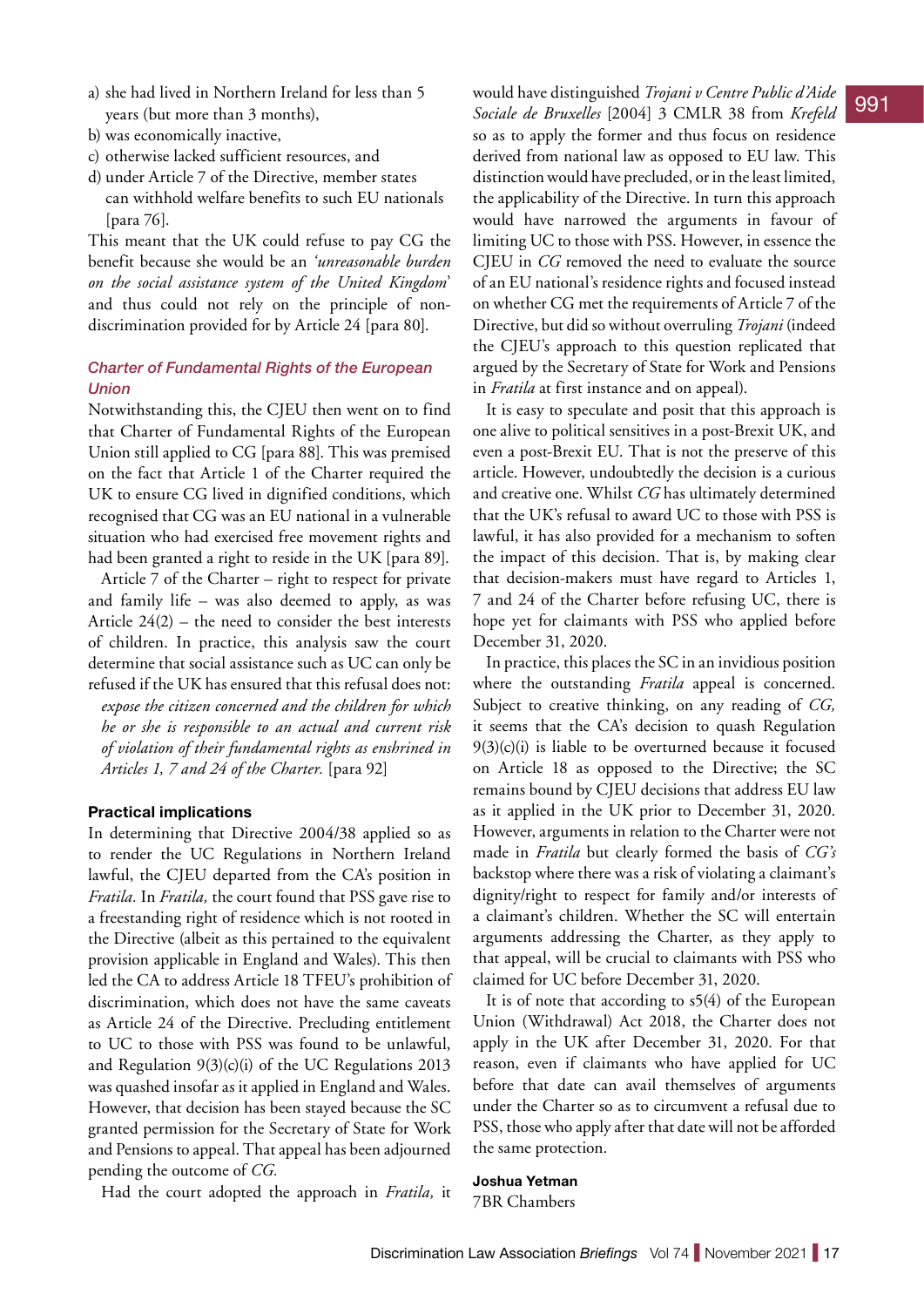a) she had lived in Northern Ireland for less than 5 years (but more than 3 months),
b) was economically inactive,
c) otherwise lacked sufficient resources, and
d) under Article 7 of the Directive, member states can withhold welfare benefits to such EU nationals [para 76].

This meant that the UK could refuse to pay CG the benefit because she would be an *'unreasonable burden on the social assistance system of the United Kingdom'* and thus could not rely on the principle of non-discrimination provided for by Article 24 [para 80].

### Charter of Fundamental Rights of the European Union

Notwithstanding this, the CJEU then went on to find that Charter of Fundamental Rights of the European Union still applied to CG [para 88]. This was premised on the fact that Article 1 of the Charter required the UK to ensure CG lived in dignified conditions, which recognised that CG was an EU national in a vulnerable situation who had exercised free movement rights and had been granted a right to reside in the UK [para 89].

Article 7 of the Charter – right to respect for private and family life – was also deemed to apply, as was Article 24(2) – the need to consider the best interests of children. In practice, this analysis saw the court determine that social assistance such as UC can only be refused if the UK has ensured that this refusal does not:

> *expose the citizen concerned and the children for which he or she is responsible to an actual and current risk of violation of their fundamental rights as enshrined in Articles 1, 7 and 24 of the Charter.* [para 92]

### Practical implications

In determining that Directive 2004/38 applied so as to render the UC Regulations in Northern Ireland lawful, the CJEU departed from the CA's position in *Fratila.* In *Fratila,* the court found that PSS gave rise to a freestanding right of residence which is not rooted in the Directive (albeit as this pertained to the equivalent provision applicable in England and Wales). This then led the CA to address Article 18 TFEU's prohibition of discrimination, which does not have the same caveats as Article 24 of the Directive. Precluding entitlement to UC to those with PSS was found to be unlawful, and Regulation 9(3)(c)(i) of the UC Regulations 2013 was quashed insofar as it applied in England and Wales. However, that decision has been stayed because the SC granted permission for the Secretary of State for Work and Pensions to appeal. That appeal has been adjourned pending the outcome of *CG.*

Had the court adopted the approach in *Fratila,* it would have distinguished *Trojani v Centre Public d'Aide Sociale de Bruxelles* [2004] 3 CMLR 38 from *Krefeld* so as to apply the former and thus focus on residence derived from national law as opposed to EU law. This distinction would have precluded, or in the least limited, the applicability of the Directive. In turn this approach would have narrowed the arguments in favour of limiting UC to those with PSS. However, in essence the CJEU in *CG* removed the need to evaluate the source of an EU national's residence rights and focused instead on whether CG met the requirements of Article 7 of the Directive, but did so without overruling *Trojani* (indeed the CJEU's approach to this question replicated that argued by the Secretary of State for Work and Pensions in *Fratila* at first instance and on appeal).

It is easy to speculate and posit that this approach is one alive to political sensitives in a post-Brexit UK, and even a post-Brexit EU. That is not the preserve of this article. However, undoubtedly the decision is a curious and creative one. Whilst *CG* has ultimately determined that the UK's refusal to award UC to those with PSS is lawful, it has also provided for a mechanism to soften the impact of this decision. That is, by making clear that decision-makers must have regard to Articles 1, 7 and 24 of the Charter before refusing UC, there is hope yet for claimants with PSS who applied before December 31, 2020.

In practice, this places the SC in an invidious position where the outstanding *Fratila* appeal is concerned. Subject to creative thinking, on any reading of *CG,* it seems that the CA's decision to quash Regulation 9(3)(c)(i) is liable to be overturned because it focused on Article 18 as opposed to the Directive; the SC remains bound by CJEU decisions that address EU law as it applied in the UK prior to December 31, 2020. However, arguments in relation to the Charter were not made in *Fratila* but clearly formed the basis of *CG's* backstop where there was a risk of violating a claimant's dignity/right to respect for family and/or interests of a claimant's children. Whether the SC will entertain arguments addressing the Charter, as they apply to that appeal, will be crucial to claimants with PSS who claimed for UC before December 31, 2020.

It is of note that according to s5(4) of the European Union (Withdrawal) Act 2018, the Charter does not apply in the UK after December 31, 2020. For that reason, even if claimants who have applied for UC before that date can avail themselves of arguments under the Charter so as to circumvent a refusal due to PSS, those who apply after that date will not be afforded the same protection.

**Joshua Yetman**
7BR Chambers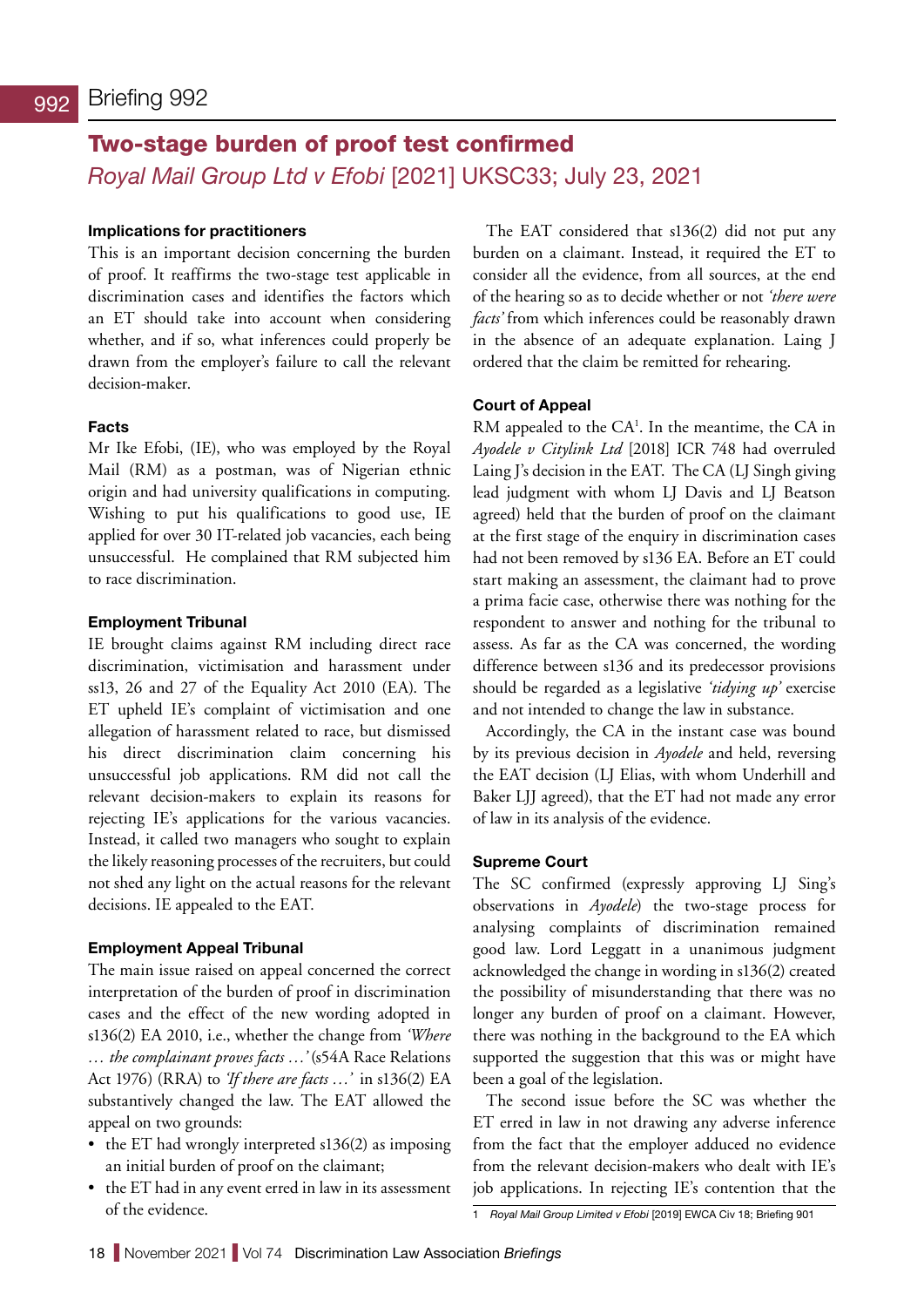# Briefing 992

## Two-stage burden of proof test confirmed

*Royal Mail Group Ltd v Efobi* [2021] UKSC33; July 23, 2021

### Implications for practitioners

This is an important decision concerning the burden of proof. It reaffirms the two-stage test applicable in discrimination cases and identifies the factors which an ET should take into account when considering whether, and if so, what inferences could properly be drawn from the employer's failure to call the relevant decision-maker.

### Facts

Mr Ike Efobi, (IE), who was employed by the Royal Mail (RM) as a postman, was of Nigerian ethnic origin and had university qualifications in computing. Wishing to put his qualifications to good use, IE applied for over 30 IT-related job vacancies, each being unsuccessful. He complained that RM subjected him to race discrimination.

### Employment Tribunal

IE brought claims against RM including direct race discrimination, victimisation and harassment under ss13, 26 and 27 of the Equality Act 2010 (EA). The ET upheld IE's complaint of victimisation and one allegation of harassment related to race, but dismissed his direct discrimination claim concerning his unsuccessful job applications. RM did not call the relevant decision-makers to explain its reasons for rejecting IE's applications for the various vacancies. Instead, it called two managers who sought to explain the likely reasoning processes of the recruiters, but could not shed any light on the actual reasons for the relevant decisions. IE appealed to the EAT.

### Employment Appeal Tribunal

The main issue raised on appeal concerned the correct interpretation of the burden of proof in discrimination cases and the effect of the new wording adopted in s136(2) EA 2010, i.e., whether the change from *'Where … the complainant proves facts …'* (s54A Race Relations Act 1976) (RRA) to *'If there are facts …'* in s136(2) EA substantively changed the law. The EAT allowed the appeal on two grounds:

- the ET had wrongly interpreted s136(2) as imposing an initial burden of proof on the claimant;
- the ET had in any event erred in law in its assessment of the evidence.

The EAT considered that s136(2) did not put any burden on a claimant. Instead, it required the ET to consider all the evidence, from all sources, at the end of the hearing so as to decide whether or not *'there were facts'* from which inferences could be reasonably drawn in the absence of an adequate explanation. Laing J ordered that the claim be remitted for rehearing.

### Court of Appeal

RM appealed to the CA[1]. In the meantime, the CA in *Ayodele v Citylink Ltd* [2018] ICR 748 had overruled Laing J's decision in the EAT. The CA (LJ Singh giving lead judgment with whom LJ Davis and LJ Beatson agreed) held that the burden of proof on the claimant at the first stage of the enquiry in discrimination cases had not been removed by s136 EA. Before an ET could start making an assessment, the claimant had to prove a prima facie case, otherwise there was nothing for the respondent to answer and nothing for the tribunal to assess. As far as the CA was concerned, the wording difference between s136 and its predecessor provisions should be regarded as a legislative *'tidying up'* exercise and not intended to change the law in substance.

Accordingly, the CA in the instant case was bound by its previous decision in *Ayodele* and held, reversing the EAT decision (LJ Elias, with whom Underhill and Baker LJJ agreed), that the ET had not made any error of law in its analysis of the evidence.

### Supreme Court

The SC confirmed (expressly approving LJ Sing's observations in *Ayodele*) the two-stage process for analysing complaints of discrimination remained good law. Lord Leggatt in a unanimous judgment acknowledged the change in wording in s136(2) created the possibility of misunderstanding that there was no longer any burden of proof on a claimant. However, there was nothing in the background to the EA which supported the suggestion that this was or might have been a goal of the legislation.

The second issue before the SC was whether the ET erred in law in not drawing any adverse inference from the fact that the employer adduced no evidence from the relevant decision-makers who dealt with IE's job applications. In rejecting IE's contention that the

---

1 *Royal Mail Group Limited v Efobi* [2019] EWCA Civ 18; Briefing 901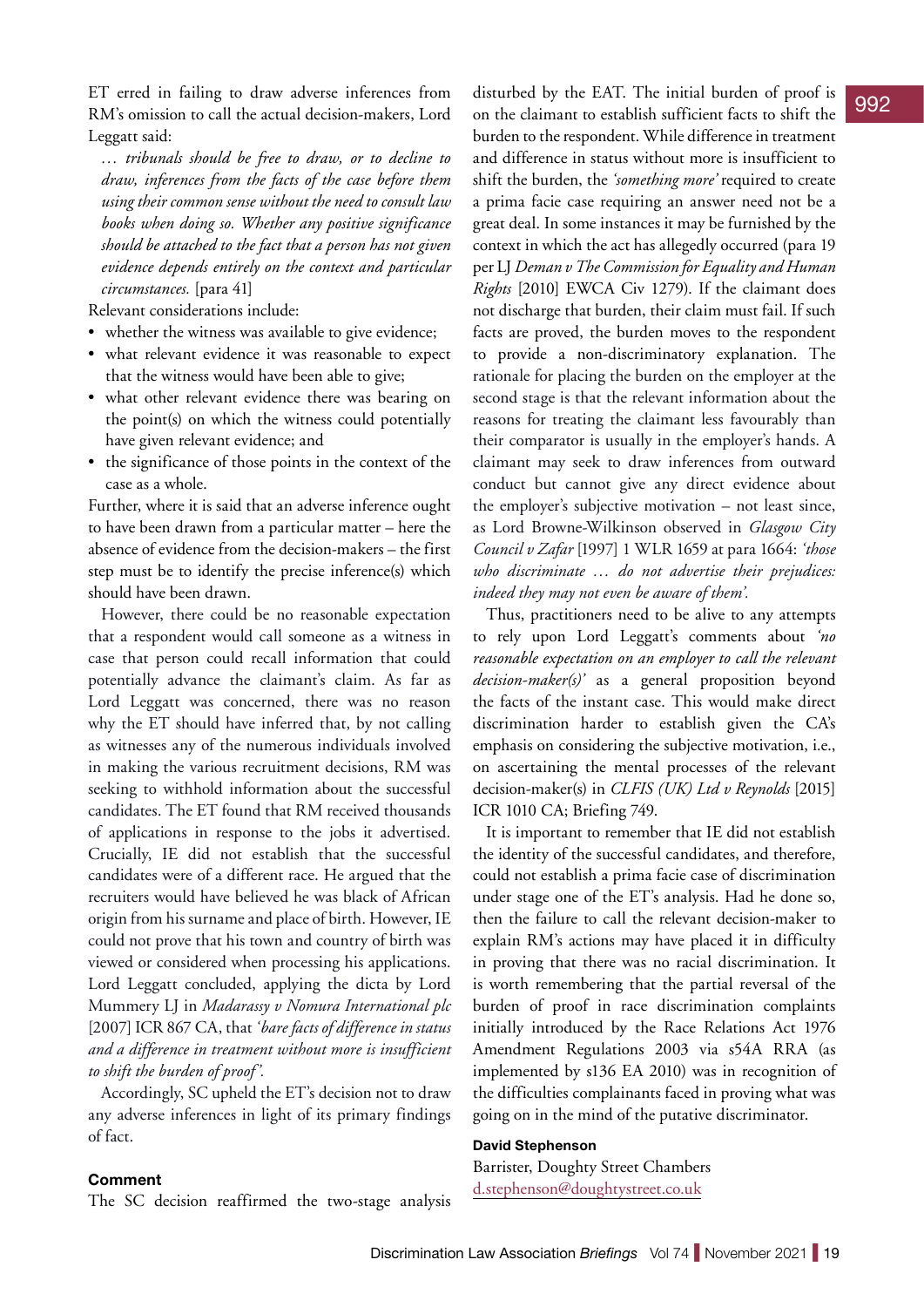ET erred in failing to draw adverse inferences from RM's omission to call the actual decision-makers, Lord Leggatt said:

> *… tribunals should be free to draw, or to decline to draw, inferences from the facts of the case before them using their common sense without the need to consult law books when doing so. Whether any positive significance should be attached to the fact that a person has not given evidence depends entirely on the context and particular circumstances.* [para 41]

Relevant considerations include:

- whether the witness was available to give evidence;
- what relevant evidence it was reasonable to expect that the witness would have been able to give;
- what other relevant evidence there was bearing on the point(s) on which the witness could potentially have given relevant evidence; and
- the significance of those points in the context of the case as a whole.

Further, where it is said that an adverse inference ought to have been drawn from a particular matter – here the absence of evidence from the decision-makers – the first step must be to identify the precise inference(s) which should have been drawn.

However, there could be no reasonable expectation that a respondent would call someone as a witness in case that person could recall information that could potentially advance the claimant's claim. As far as Lord Leggatt was concerned, there was no reason why the ET should have inferred that, by not calling as witnesses any of the numerous individuals involved in making the various recruitment decisions, RM was seeking to withhold information about the successful candidates. The ET found that RM received thousands of applications in response to the jobs it advertised. Crucially, IE did not establish that the successful candidates were of a different race. He argued that the recruiters would have believed he was black of African origin from his surname and place of birth. However, IE could not prove that his town and country of birth was viewed or considered when processing his applications. Lord Leggatt concluded, applying the dicta by Lord Mummery LJ in *Madarassy v Nomura International plc* [2007] ICR 867 CA, that *'bare facts of difference in status and a difference in treatment without more is insufficient to shift the burden of proof'*.

Accordingly, SC upheld the ET's decision not to draw any adverse inferences in light of its primary findings of fact.

### Comment

The SC decision reaffirmed the two-stage analysis disturbed by the EAT. The initial burden of proof is on the claimant to establish sufficient facts to shift the burden to the respondent. While difference in treatment and difference in status without more is insufficient to shift the burden, the *'something more'* required to create a prima facie case requiring an answer need not be a great deal. In some instances it may be furnished by the context in which the act has allegedly occurred (para 19 per LJ *Deman v The Commission for Equality and Human Rights* [2010] EWCA Civ 1279). If the claimant does not discharge that burden, their claim must fail. If such facts are proved, the burden moves to the respondent to provide a non-discriminatory explanation. The rationale for placing the burden on the employer at the second stage is that the relevant information about the reasons for treating the claimant less favourably than their comparator is usually in the employer's hands. A claimant may seek to draw inferences from outward conduct but cannot give any direct evidence about the employer's subjective motivation – not least since, as Lord Browne-Wilkinson observed in *Glasgow City Council v Zafar* [1997] 1 WLR 1659 at para 1664: *'those who discriminate … do not advertise their prejudices: indeed they may not even be aware of them'.*

Thus, practitioners need to be alive to any attempts to rely upon Lord Leggatt's comments about *'no reasonable expectation on an employer to call the relevant decision-maker(s)'* as a general proposition beyond the facts of the instant case. This would make direct discrimination harder to establish given the CA's emphasis on considering the subjective motivation, i.e., on ascertaining the mental processes of the relevant decision-maker(s) in *CLFIS (UK) Ltd v Reynolds* [2015] ICR 1010 CA; Briefing 749.

It is important to remember that IE did not establish the identity of the successful candidates, and therefore, could not establish a prima facie case of discrimination under stage one of the ET's analysis. Had he done so, then the failure to call the relevant decision-maker to explain RM's actions may have placed it in difficulty in proving that there was no racial discrimination. It is worth remembering that the partial reversal of the burden of proof in race discrimination complaints initially introduced by the Race Relations Act 1976 Amendment Regulations 2003 via s54A RRA (as implemented by s136 EA 2010) was in recognition of the difficulties complainants faced in proving what was going on in the mind of the putative discriminator.

**David Stephenson**
Barrister, Doughty Street Chambers
d.stephenson@doughtystreet.co.uk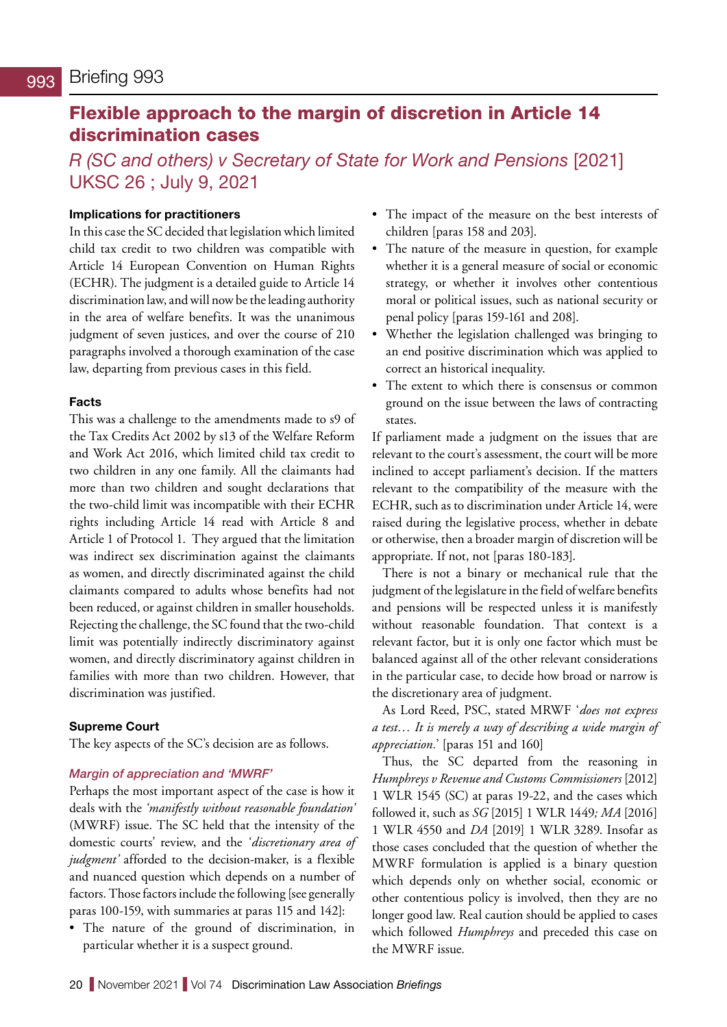# Briefing 993

## Flexible approach to the margin of discretion in Article 14 discrimination cases

*R (SC and others) v Secretary of State for Work and Pensions* [2021] UKSC 26 ; July 9, 2021

### Implications for practitioners

In this case the SC decided that legislation which limited child tax credit to two children was compatible with Article 14 European Convention on Human Rights (ECHR). The judgment is a detailed guide to Article 14 discrimination law, and will now be the leading authority in the area of welfare benefits. It was the unanimous judgment of seven justices, and over the course of 210 paragraphs involved a thorough examination of the case law, departing from previous cases in this field.

### Facts

This was a challenge to the amendments made to s9 of the Tax Credits Act 2002 by s13 of the Welfare Reform and Work Act 2016, which limited child tax credit to two children in any one family. All the claimants had more than two children and sought declarations that the two-child limit was incompatible with their ECHR rights including Article 14 read with Article 8 and Article 1 of Protocol 1. They argued that the limitation was indirect sex discrimination against the claimants as women, and directly discriminated against the child claimants compared to adults whose benefits had not been reduced, or against children in smaller households. Rejecting the challenge, the SC found that the two-child limit was potentially indirectly discriminatory against women, and directly discriminatory against children in families with more than two children. However, that discrimination was justified.

### Supreme Court

The key aspects of the SC's decision are as follows.

#### *Margin of appreciation and 'MWRF'*

Perhaps the most important aspect of the case is how it deals with the *'manifestly without reasonable foundation'* (MWRF) issue. The SC held that the intensity of the domestic courts' review, and the *'discretionary area of judgment'* afforded to the decision-maker, is a flexible and nuanced question which depends on a number of factors. Those factors include the following [see generally paras 100-159, with summaries at paras 115 and 142]:

- The nature of the ground of discrimination, in particular whether it is a suspect ground.
- The impact of the measure on the best interests of children [paras 158 and 203].
- The nature of the measure in question, for example whether it is a general measure of social or economic strategy, or whether it involves other contentious moral or political issues, such as national security or penal policy [paras 159-161 and 208].
- Whether the legislation challenged was bringing to an end positive discrimination which was applied to correct an historical inequality.
- The extent to which there is consensus or common ground on the issue between the laws of contracting states.

If parliament made a judgment on the issues that are relevant to the court's assessment, the court will be more inclined to accept parliament's decision. If the matters relevant to the compatibility of the measure with the ECHR, such as to discrimination under Article 14, were raised during the legislative process, whether in debate or otherwise, then a broader margin of discretion will be appropriate. If not, not [paras 180-183].

There is not a binary or mechanical rule that the judgment of the legislature in the field of welfare benefits and pensions will be respected unless it is manifestly without reasonable foundation. That context is a relevant factor, but it is only one factor which must be balanced against all of the other relevant considerations in the particular case, to decide how broad or narrow is the discretionary area of judgment.

As Lord Reed, PSC, stated MRWF '*does not express a test… It is merely a way of describing a wide margin of appreciation*.' [paras 151 and 160]

Thus, the SC departed from the reasoning in *Humphreys v Revenue and Customs Commissioners* [2012] 1 WLR 1545 (SC) at paras 19-22, and the cases which followed it, such as *SG* [2015] 1 WLR 1449*; MA* [2016] 1 WLR 4550 and *DA* [2019] 1 WLR 3289. Insofar as those cases concluded that the question of whether the MWRF formulation is applied is a binary question which depends only on whether social, economic or other contentious policy is involved, then they are no longer good law. Real caution should be applied to cases which followed *Humphreys* and preceded this case on the MWRF issue.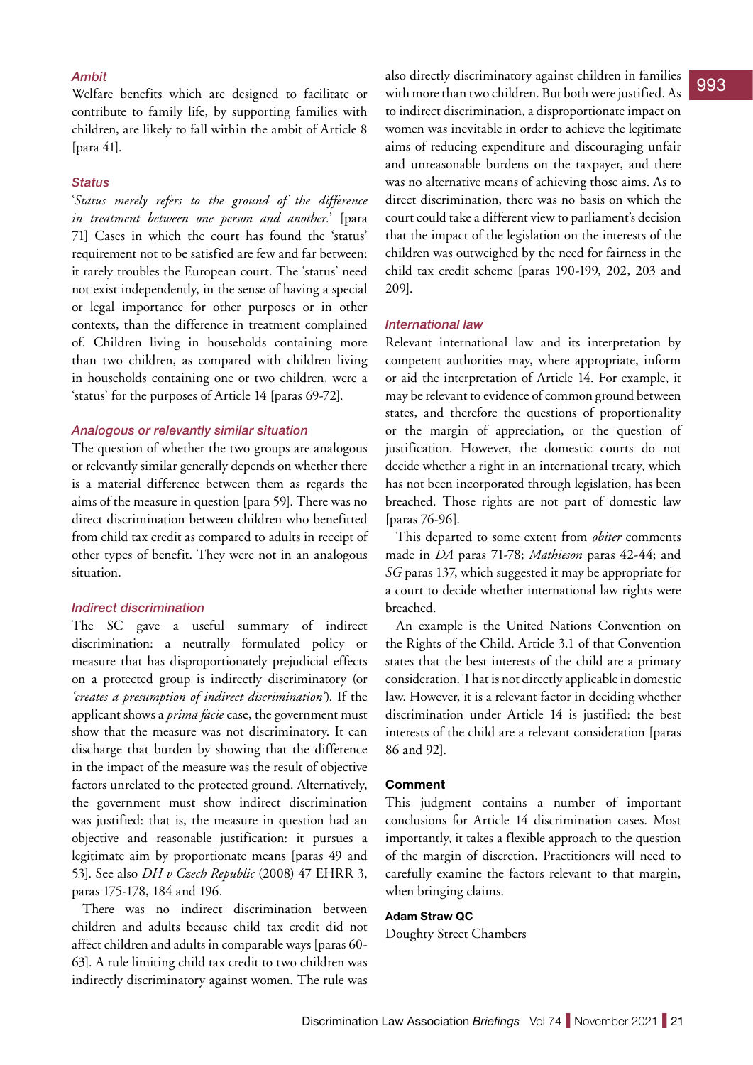### Ambit

Welfare benefits which are designed to facilitate or contribute to family life, by supporting families with children, are likely to fall within the ambit of Article 8 [para 41].

### Status

'*Status merely refers to the ground of the difference in treatment between one person and another.*' [para 71] Cases in which the court has found the 'status' requirement not to be satisfied are few and far between: it rarely troubles the European court. The 'status' need not exist independently, in the sense of having a special or legal importance for other purposes or in other contexts, than the difference in treatment complained of. Children living in households containing more than two children, as compared with children living in households containing one or two children, were a 'status' for the purposes of Article 14 [paras 69-72].

### Analogous or relevantly similar situation

The question of whether the two groups are analogous or relevantly similar generally depends on whether there is a material difference between them as regards the aims of the measure in question [para 59]. There was no direct discrimination between children who benefitted from child tax credit as compared to adults in receipt of other types of benefit. They were not in an analogous situation.

### Indirect discrimination

The SC gave a useful summary of indirect discrimination: a neutrally formulated policy or measure that has disproportionately prejudicial effects on a protected group is indirectly discriminatory (or *'creates a presumption of indirect discrimination'*). If the applicant shows a *prima facie* case, the government must show that the measure was not discriminatory. It can discharge that burden by showing that the difference in the impact of the measure was the result of objective factors unrelated to the protected ground. Alternatively, the government must show indirect discrimination was justified: that is, the measure in question had an objective and reasonable justification: it pursues a legitimate aim by proportionate means [paras 49 and 53]. See also *DH v Czech Republic* (2008) 47 EHRR 3, paras 175-178, 184 and 196.

There was no indirect discrimination between children and adults because child tax credit did not affect children and adults in comparable ways [paras 60-63]. A rule limiting child tax credit to two children was indirectly discriminatory against women. The rule was also directly discriminatory against children in families with more than two children. But both were justified. As to indirect discrimination, a disproportionate impact on women was inevitable in order to achieve the legitimate aims of reducing expenditure and discouraging unfair and unreasonable burdens on the taxpayer, and there was no alternative means of achieving those aims. As to direct discrimination, there was no basis on which the court could take a different view to parliament's decision that the impact of the legislation on the interests of the children was outweighed by the need for fairness in the child tax credit scheme [paras 190-199, 202, 203 and 209].

### International law

Relevant international law and its interpretation by competent authorities may, where appropriate, inform or aid the interpretation of Article 14. For example, it may be relevant to evidence of common ground between states, and therefore the questions of proportionality or the margin of appreciation, or the question of justification. However, the domestic courts do not decide whether a right in an international treaty, which has not been incorporated through legislation, has been breached. Those rights are not part of domestic law [paras 76-96].

This departed to some extent from *obiter* comments made in *DA* paras 71-78; *Mathieson* paras 42-44; and *SG* paras 137, which suggested it may be appropriate for a court to decide whether international law rights were breached.

An example is the United Nations Convention on the Rights of the Child. Article 3.1 of that Convention states that the best interests of the child are a primary consideration. That is not directly applicable in domestic law. However, it is a relevant factor in deciding whether discrimination under Article 14 is justified: the best interests of the child are a relevant consideration [paras 86 and 92].

### Comment

This judgment contains a number of important conclusions for Article 14 discrimination cases. Most importantly, it takes a flexible approach to the question of the margin of discretion. Practitioners will need to carefully examine the factors relevant to that margin, when bringing claims.

**Adam Straw QC**
Doughty Street Chambers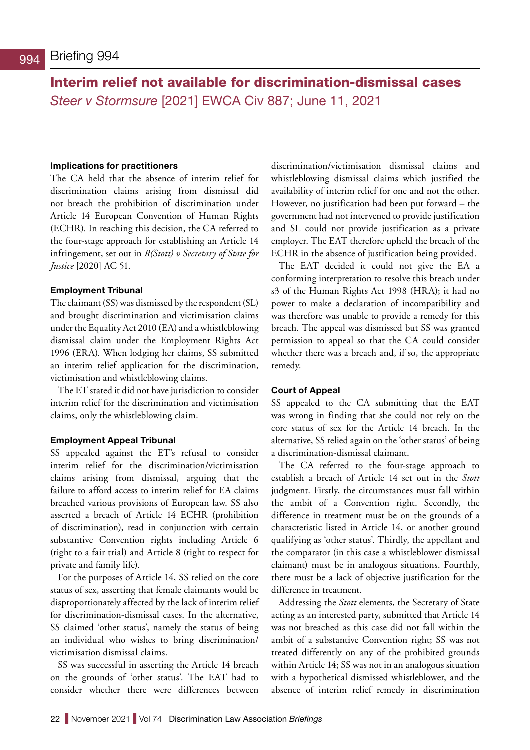## Briefing 994

# Interim relief not available for discrimination-dismissal cases

*Steer v Stormsure* [2021] EWCA Civ 887; June 11, 2021

### Implications for practitioners

The CA held that the absence of interim relief for discrimination claims arising from dismissal did not breach the prohibition of discrimination under Article 14 European Convention of Human Rights (ECHR). In reaching this decision, the CA referred to the four-stage approach for establishing an Article 14 infringement, set out in *R(Stott) v Secretary of State for Justice* [2020] AC 51.

### Employment Tribunal

The claimant (SS) was dismissed by the respondent (SL) and brought discrimination and victimisation claims under the Equality Act 2010 (EA) and a whistleblowing dismissal claim under the Employment Rights Act 1996 (ERA). When lodging her claims, SS submitted an interim relief application for the discrimination, victimisation and whistleblowing claims.

The ET stated it did not have jurisdiction to consider interim relief for the discrimination and victimisation claims, only the whistleblowing claim.

### Employment Appeal Tribunal

SS appealed against the ET's refusal to consider interim relief for the discrimination/victimisation claims arising from dismissal, arguing that the failure to afford access to interim relief for EA claims breached various provisions of European law. SS also asserted a breach of Article 14 ECHR (prohibition of discrimination), read in conjunction with certain substantive Convention rights including Article 6 (right to a fair trial) and Article 8 (right to respect for private and family life).

For the purposes of Article 14, SS relied on the core status of sex, asserting that female claimants would be disproportionately affected by the lack of interim relief for discrimination-dismissal cases. In the alternative, SS claimed 'other status', namely the status of being an individual who wishes to bring discrimination/victimisation dismissal claims.

SS was successful in asserting the Article 14 breach on the grounds of 'other status'. The EAT had to consider whether there were differences between discrimination/victimisation dismissal claims and whistleblowing dismissal claims which justified the availability of interim relief for one and not the other. However, no justification had been put forward – the government had not intervened to provide justification and SL could not provide justification as a private employer. The EAT therefore upheld the breach of the ECHR in the absence of justification being provided.

The EAT decided it could not give the EA a conforming interpretation to resolve this breach under s3 of the Human Rights Act 1998 (HRA); it had no power to make a declaration of incompatibility and was therefore was unable to provide a remedy for this breach. The appeal was dismissed but SS was granted permission to appeal so that the CA could consider whether there was a breach and, if so, the appropriate remedy.

### Court of Appeal

SS appealed to the CA submitting that the EAT was wrong in finding that she could not rely on the core status of sex for the Article 14 breach. In the alternative, SS relied again on the 'other status' of being a discrimination-dismissal claimant.

The CA referred to the four-stage approach to establish a breach of Article 14 set out in the *Stott* judgment. Firstly, the circumstances must fall within the ambit of a Convention right. Secondly, the difference in treatment must be on the grounds of a characteristic listed in Article 14, or another ground qualifying as 'other status'. Thirdly, the appellant and the comparator (in this case a whistleblower dismissal claimant) must be in analogous situations. Fourthly, there must be a lack of objective justification for the difference in treatment.

Addressing the *Stott* elements, the Secretary of State acting as an interested party, submitted that Article 14 was not breached as this case did not fall within the ambit of a substantive Convention right; SS was not treated differently on any of the prohibited grounds within Article 14; SS was not in an analogous situation with a hypothetical dismissed whistleblower, and the absence of interim relief remedy in discrimination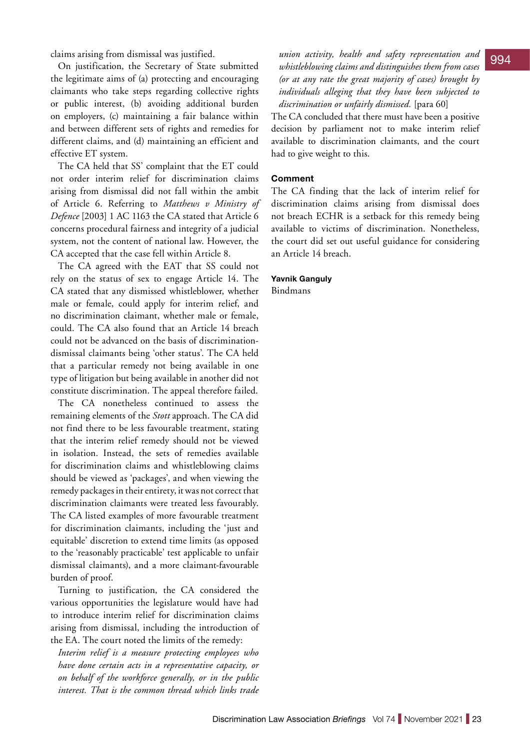claims arising from dismissal was justified.

On justification, the Secretary of State submitted the legitimate aims of (a) protecting and encouraging claimants who take steps regarding collective rights or public interest, (b) avoiding additional burden on employers, (c) maintaining a fair balance within and between different sets of rights and remedies for different claims, and (d) maintaining an efficient and effective ET system.

The CA held that SS' complaint that the ET could not order interim relief for discrimination claims arising from dismissal did not fall within the ambit of Article 6. Referring to *Matthews v Ministry of Defence* [2003] 1 AC 1163 the CA stated that Article 6 concerns procedural fairness and integrity of a judicial system, not the content of national law. However, the CA accepted that the case fell within Article 8.

The CA agreed with the EAT that SS could not rely on the status of sex to engage Article 14. The CA stated that any dismissed whistleblower, whether male or female, could apply for interim relief, and no discrimination claimant, whether male or female, could. The CA also found that an Article 14 breach could not be advanced on the basis of discrimination-dismissal claimants being 'other status'. The CA held that a particular remedy not being available in one type of litigation but being available in another did not constitute discrimination. The appeal therefore failed.

The CA nonetheless continued to assess the remaining elements of the *Stott* approach. The CA did not find there to be less favourable treatment, stating that the interim relief remedy should not be viewed in isolation. Instead, the sets of remedies available for discrimination claims and whistleblowing claims should be viewed as 'packages', and when viewing the remedy packages in their entirety, it was not correct that discrimination claimants were treated less favourably. The CA listed examples of more favourable treatment for discrimination claimants, including the 'just and equitable' discretion to extend time limits (as opposed to the 'reasonably practicable' test applicable to unfair dismissal claimants), and a more claimant-favourable burden of proof.

Turning to justification, the CA considered the various opportunities the legislature would have had to introduce interim relief for discrimination claims arising from dismissal, including the introduction of the EA. The court noted the limits of the remedy:

> *Interim relief is a measure protecting employees who have done certain acts in a representative capacity, or on behalf of the workforce generally, or in the public interest. That is the common thread which links trade union activity, health and safety representation and whistleblowing claims and distinguishes them from cases (or at any rate the great majority of cases) brought by individuals alleging that they have been subjected to discrimination or unfairly dismissed.* [para 60]

The CA concluded that there must have been a positive decision by parliament not to make interim relief available to discrimination claimants, and the court had to give weight to this.

## Comment

The CA finding that the lack of interim relief for discrimination claims arising from dismissal does not breach ECHR is a setback for this remedy being available to victims of discrimination. Nonetheless, the court did set out useful guidance for considering an Article 14 breach.

**Yavnik Ganguly**
Bindmans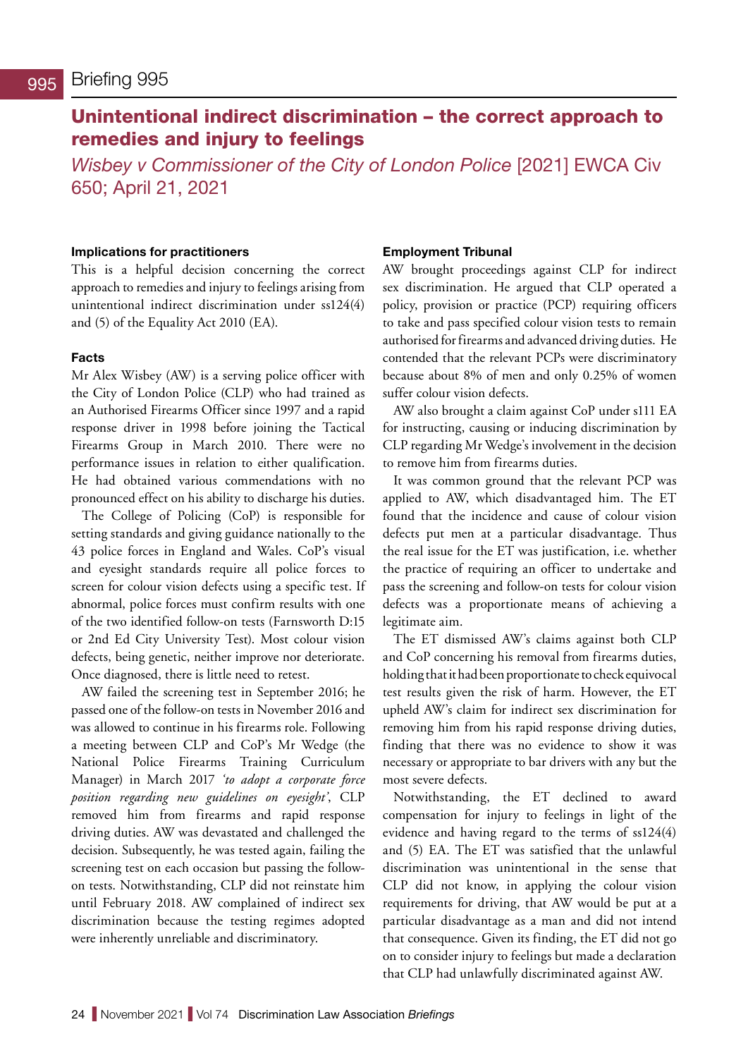# Briefing 995

## Unintentional indirect discrimination – the correct approach to remedies and injury to feelings

*Wisbey v Commissioner of the City of London Police* [2021] EWCA Civ 650; April 21, 2021

### Implications for practitioners

This is a helpful decision concerning the correct approach to remedies and injury to feelings arising from unintentional indirect discrimination under ss124(4) and (5) of the Equality Act 2010 (EA).

### Facts

Mr Alex Wisbey (AW) is a serving police officer with the City of London Police (CLP) who had trained as an Authorised Firearms Officer since 1997 and a rapid response driver in 1998 before joining the Tactical Firearms Group in March 2010. There were no performance issues in relation to either qualification. He had obtained various commendations with no pronounced effect on his ability to discharge his duties.

The College of Policing (CoP) is responsible for setting standards and giving guidance nationally to the 43 police forces in England and Wales. CoP's visual and eyesight standards require all police forces to screen for colour vision defects using a specific test. If abnormal, police forces must confirm results with one of the two identified follow-on tests (Farnsworth D:15 or 2nd Ed City University Test). Most colour vision defects, being genetic, neither improve nor deteriorate. Once diagnosed, there is little need to retest.

AW failed the screening test in September 2016; he passed one of the follow-on tests in November 2016 and was allowed to continue in his firearms role. Following a meeting between CLP and CoP's Mr Wedge (the National Police Firearms Training Curriculum Manager) in March 2017 *'to adopt a corporate force position regarding new guidelines on eyesight'*, CLP removed him from firearms and rapid response driving duties. AW was devastated and challenged the decision. Subsequently, he was tested again, failing the screening test on each occasion but passing the follow-on tests. Notwithstanding, CLP did not reinstate him until February 2018. AW complained of indirect sex discrimination because the testing regimes adopted were inherently unreliable and discriminatory.

### Employment Tribunal

AW brought proceedings against CLP for indirect sex discrimination. He argued that CLP operated a policy, provision or practice (PCP) requiring officers to take and pass specified colour vision tests to remain authorised for firearms and advanced driving duties. He contended that the relevant PCPs were discriminatory because about 8% of men and only 0.25% of women suffer colour vision defects.

AW also brought a claim against CoP under s111 EA for instructing, causing or inducing discrimination by CLP regarding Mr Wedge's involvement in the decision to remove him from firearms duties.

It was common ground that the relevant PCP was applied to AW, which disadvantaged him. The ET found that the incidence and cause of colour vision defects put men at a particular disadvantage. Thus the real issue for the ET was justification, i.e. whether the practice of requiring an officer to undertake and pass the screening and follow-on tests for colour vision defects was a proportionate means of achieving a legitimate aim.

The ET dismissed AW's claims against both CLP and CoP concerning his removal from firearms duties, holding that it had been proportionate to check equivocal test results given the risk of harm. However, the ET upheld AW's claim for indirect sex discrimination for removing him from his rapid response driving duties, finding that there was no evidence to show it was necessary or appropriate to bar drivers with any but the most severe defects.

Notwithstanding, the ET declined to award compensation for injury to feelings in light of the evidence and having regard to the terms of ss124(4) and (5) EA. The ET was satisfied that the unlawful discrimination was unintentional in the sense that CLP did not know, in applying the colour vision requirements for driving, that AW would be put at a particular disadvantage as a man and did not intend that consequence. Given its finding, the ET did not go on to consider injury to feelings but made a declaration that CLP had unlawfully discriminated against AW.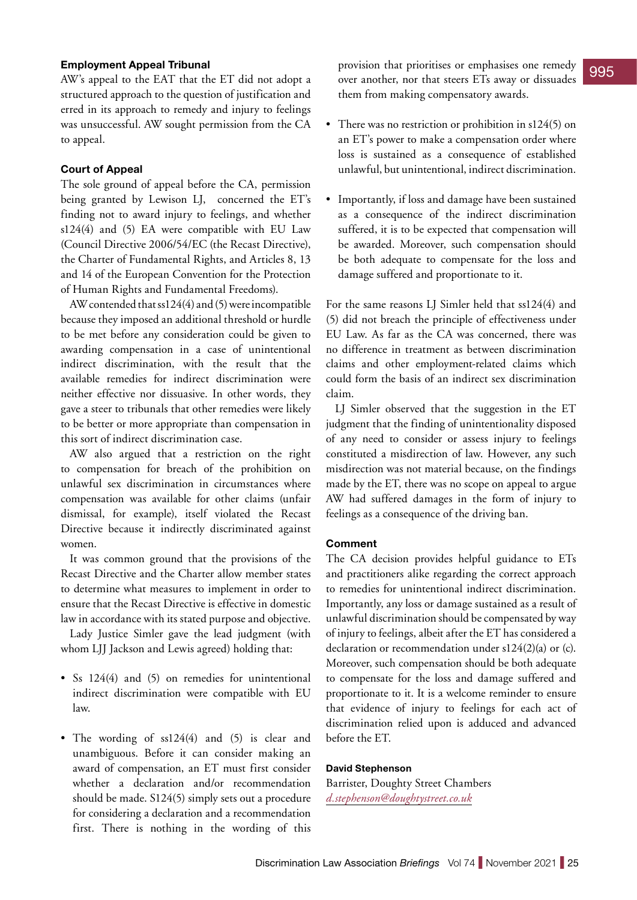#### Employment Appeal Tribunal

AW's appeal to the EAT that the ET did not adopt a structured approach to the question of justification and erred in its approach to remedy and injury to feelings was unsuccessful. AW sought permission from the CA to appeal.

#### Court of Appeal

The sole ground of appeal before the CA, permission being granted by Lewison LJ, concerned the ET's finding not to award injury to feelings, and whether s124(4) and (5) EA were compatible with EU Law (Council Directive 2006/54/EC (the Recast Directive), the Charter of Fundamental Rights, and Articles 8, 13 and 14 of the European Convention for the Protection of Human Rights and Fundamental Freedoms).

AW contended that ss124(4) and (5) were incompatible because they imposed an additional threshold or hurdle to be met before any consideration could be given to awarding compensation in a case of unintentional indirect discrimination, with the result that the available remedies for indirect discrimination were neither effective nor dissuasive. In other words, they gave a steer to tribunals that other remedies were likely to be better or more appropriate than compensation in this sort of indirect discrimination case.

AW also argued that a restriction on the right to compensation for breach of the prohibition on unlawful sex discrimination in circumstances where compensation was available for other claims (unfair dismissal, for example), itself violated the Recast Directive because it indirectly discriminated against women.

It was common ground that the provisions of the Recast Directive and the Charter allow member states to determine what measures to implement in order to ensure that the Recast Directive is effective in domestic law in accordance with its stated purpose and objective.

Lady Justice Simler gave the lead judgment (with whom LJJ Jackson and Lewis agreed) holding that:

- Ss 124(4) and (5) on remedies for unintentional indirect discrimination were compatible with EU law.
- The wording of ss124(4) and (5) is clear and unambiguous. Before it can consider making an award of compensation, an ET must first consider whether a declaration and/or recommendation should be made. S124(5) simply sets out a procedure for considering a declaration and a recommendation first. There is nothing in the wording of this provision that prioritises or emphasises one remedy over another, nor that steers ETs away or dissuades them from making compensatory awards.
- There was no restriction or prohibition in s124(5) on an ET's power to make a compensation order where loss is sustained as a consequence of established unlawful, but unintentional, indirect discrimination.
- Importantly, if loss and damage have been sustained as a consequence of the indirect discrimination suffered, it is to be expected that compensation will be awarded. Moreover, such compensation should be both adequate to compensate for the loss and damage suffered and proportionate to it.

For the same reasons LJ Simler held that ss124(4) and (5) did not breach the principle of effectiveness under EU Law. As far as the CA was concerned, there was no difference in treatment as between discrimination claims and other employment-related claims which could form the basis of an indirect sex discrimination claim.

LJ Simler observed that the suggestion in the ET judgment that the finding of unintentionality disposed of any need to consider or assess injury to feelings constituted a misdirection of law. However, any such misdirection was not material because, on the findings made by the ET, there was no scope on appeal to argue AW had suffered damages in the form of injury to feelings as a consequence of the driving ban.

#### Comment

The CA decision provides helpful guidance to ETs and practitioners alike regarding the correct approach to remedies for unintentional indirect discrimination. Importantly, any loss or damage sustained as a result of unlawful discrimination should be compensated by way of injury to feelings, albeit after the ET has considered a declaration or recommendation under s124(2)(a) or (c). Moreover, such compensation should be both adequate to compensate for the loss and damage suffered and proportionate to it. It is a welcome reminder to ensure that evidence of injury to feelings for each act of discrimination relied upon is adduced and advanced before the ET.

**David Stephenson**
Barrister, Doughty Street Chambers
*d.stephenson@doughtystreet.co.uk*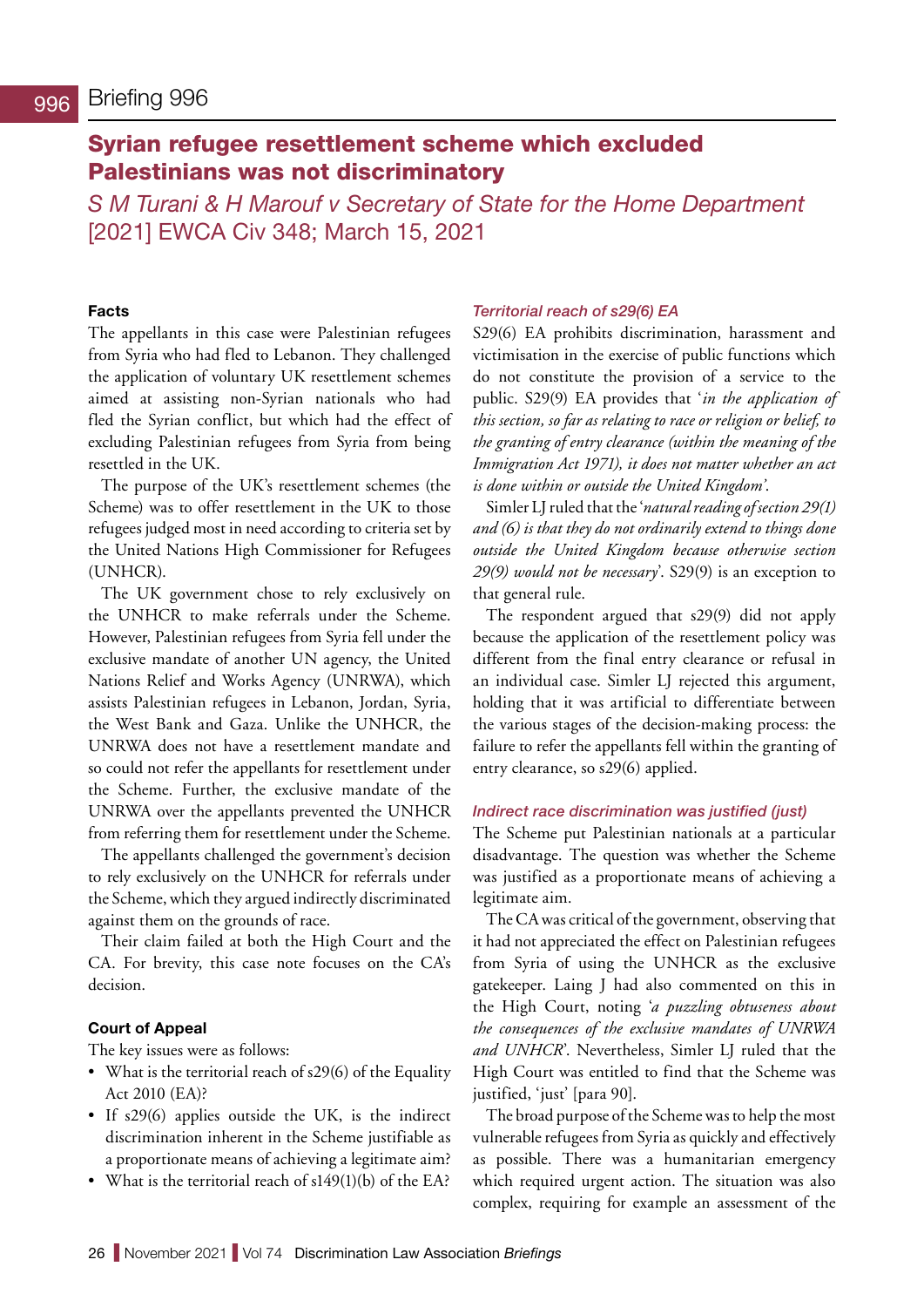## 996 Briefing 996

# Syrian refugee resettlement scheme which excluded Palestinians was not discriminatory

*S M Turani & H Marouf v Secretary of State for the Home Department* [2021] EWCA Civ 348; March 15, 2021

### Facts

The appellants in this case were Palestinian refugees from Syria who had fled to Lebanon. They challenged the application of voluntary UK resettlement schemes aimed at assisting non-Syrian nationals who had fled the Syrian conflict, but which had the effect of excluding Palestinian refugees from Syria from being resettled in the UK.

The purpose of the UK's resettlement schemes (the Scheme) was to offer resettlement in the UK to those refugees judged most in need according to criteria set by the United Nations High Commissioner for Refugees (UNHCR).

The UK government chose to rely exclusively on the UNHCR to make referrals under the Scheme. However, Palestinian refugees from Syria fell under the exclusive mandate of another UN agency, the United Nations Relief and Works Agency (UNRWA), which assists Palestinian refugees in Lebanon, Jordan, Syria, the West Bank and Gaza. Unlike the UNHCR, the UNRWA does not have a resettlement mandate and so could not refer the appellants for resettlement under the Scheme. Further, the exclusive mandate of the UNRWA over the appellants prevented the UNHCR from referring them for resettlement under the Scheme.

The appellants challenged the government's decision to rely exclusively on the UNHCR for referrals under the Scheme, which they argued indirectly discriminated against them on the grounds of race.

Their claim failed at both the High Court and the CA. For brevity, this case note focuses on the CA's decision.

### Court of Appeal

The key issues were as follows:

- What is the territorial reach of s29(6) of the Equality Act 2010 (EA)?
- If s29(6) applies outside the UK, is the indirect discrimination inherent in the Scheme justifiable as a proportionate means of achieving a legitimate aim?
- What is the territorial reach of s149(1)(b) of the EA?

#### *Territorial reach of s29(6) EA*

S29(6) EA prohibits discrimination, harassment and victimisation in the exercise of public functions which do not constitute the provision of a service to the public. S29(9) EA provides that '*in the application of this section, so far as relating to race or religion or belief, to the granting of entry clearance (within the meaning of the Immigration Act 1971), it does not matter whether an act is done within or outside the United Kingdom*'.

Simler LJ ruled that the '*natural reading of section 29(1) and (6) is that they do not ordinarily extend to things done outside the United Kingdom because otherwise section 29(9) would not be necessary*'. S29(9) is an exception to that general rule.

The respondent argued that s29(9) did not apply because the application of the resettlement policy was different from the final entry clearance or refusal in an individual case. Simler LJ rejected this argument, holding that it was artificial to differentiate between the various stages of the decision-making process: the failure to refer the appellants fell within the granting of entry clearance, so s29(6) applied.

#### *Indirect race discrimination was justified (just)*

The Scheme put Palestinian nationals at a particular disadvantage. The question was whether the Scheme was justified as a proportionate means of achieving a legitimate aim.

The CA was critical of the government, observing that it had not appreciated the effect on Palestinian refugees from Syria of using the UNHCR as the exclusive gatekeeper. Laing J had also commented on this in the High Court, noting '*a puzzling obtuseness about the consequences of the exclusive mandates of UNRWA and UNHCR*'. Nevertheless, Simler LJ ruled that the High Court was entitled to find that the Scheme was justified, 'just' [para 90].

The broad purpose of the Scheme was to help the most vulnerable refugees from Syria as quickly and effectively as possible. There was a humanitarian emergency which required urgent action. The situation was also complex, requiring for example an assessment of the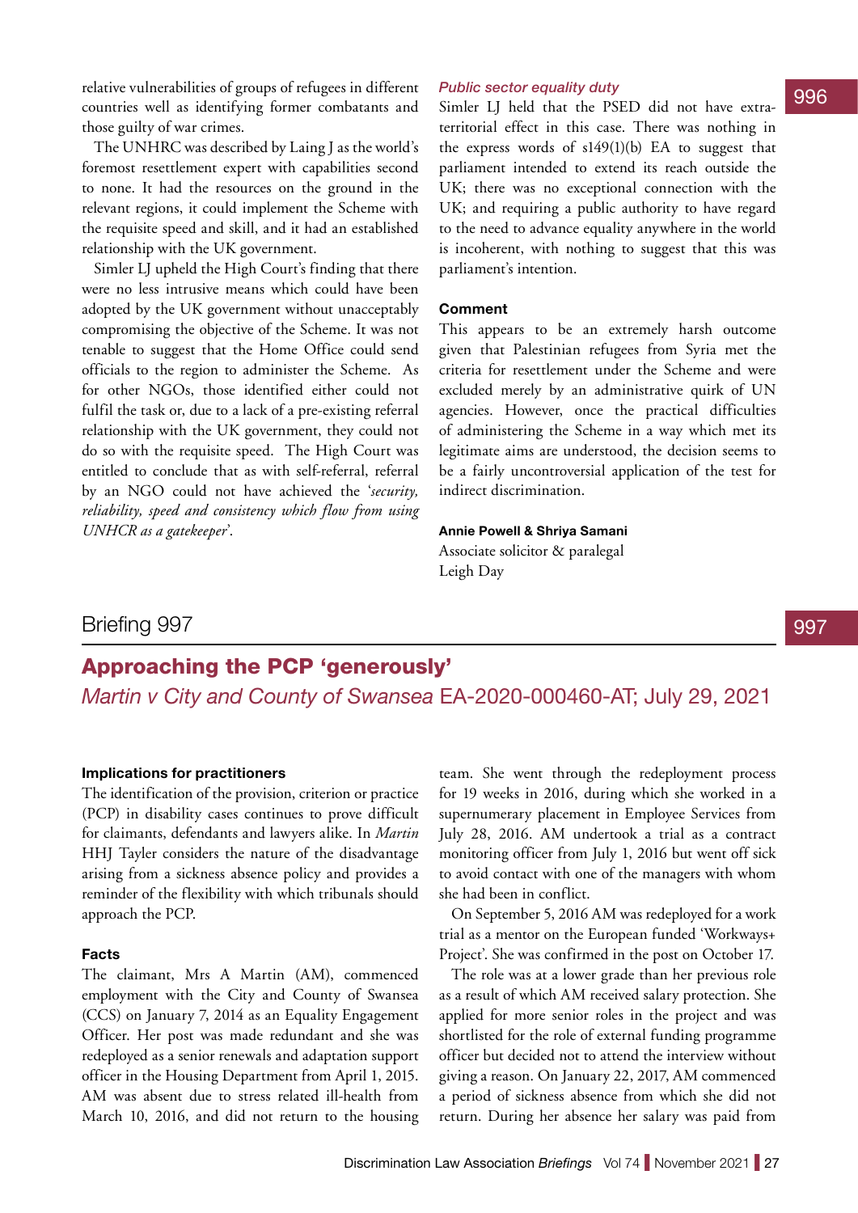relative vulnerabilities of groups of refugees in different countries well as identifying former combatants and those guilty of war crimes.

The UNHRC was described by Laing J as the world's foremost resettlement expert with capabilities second to none. It had the resources on the ground in the relevant regions, it could implement the Scheme with the requisite speed and skill, and it had an established relationship with the UK government.

Simler LJ upheld the High Court's finding that there were no less intrusive means which could have been adopted by the UK government without unacceptably compromising the objective of the Scheme. It was not tenable to suggest that the Home Office could send officials to the region to administer the Scheme. As for other NGOs, those identified either could not fulfil the task or, due to a lack of a pre-existing referral relationship with the UK government, they could not do so with the requisite speed. The High Court was entitled to conclude that as with self-referral, referral by an NGO could not have achieved the '*security, reliability, speed and consistency which flow from using UNHCR as a gatekeeper*'.

### *Public sector equality duty*

Simler LJ held that the PSED did not have extra-territorial effect in this case. There was nothing in the express words of s149(1)(b) EA to suggest that parliament intended to extend its reach outside the UK; there was no exceptional connection with the UK; and requiring a public authority to have regard to the need to advance equality anywhere in the world is incoherent, with nothing to suggest that this was parliament's intention.

### Comment

This appears to be an extremely harsh outcome given that Palestinian refugees from Syria met the criteria for resettlement under the Scheme and were excluded merely by an administrative quirk of UN agencies. However, once the practical difficulties of administering the Scheme in a way which met its legitimate aims are understood, the decision seems to be a fairly uncontroversial application of the test for indirect discrimination.

**Annie Powell & Shriya Samani**
Associate solicitor & paralegal
Leigh Day

## Briefing 997

# Approaching the PCP 'generously'

## *Martin v City and County of Swansea* EA-2020-000460-AT; July 29, 2021

### Implications for practitioners

The identification of the provision, criterion or practice (PCP) in disability cases continues to prove difficult for claimants, defendants and lawyers alike. In *Martin* HHJ Tayler considers the nature of the disadvantage arising from a sickness absence policy and provides a reminder of the flexibility with which tribunals should approach the PCP.

### Facts

The claimant, Mrs A Martin (AM), commenced employment with the City and County of Swansea (CCS) on January 7, 2014 as an Equality Engagement Officer. Her post was made redundant and she was redeployed as a senior renewals and adaptation support officer in the Housing Department from April 1, 2015. AM was absent due to stress related ill-health from March 10, 2016, and did not return to the housing team. She went through the redeployment process for 19 weeks in 2016, during which she worked in a supernumerary placement in Employee Services from July 28, 2016. AM undertook a trial as a contract monitoring officer from July 1, 2016 but went off sick to avoid contact with one of the managers with whom she had been in conflict.

On September 5, 2016 AM was redeployed for a work trial as a mentor on the European funded 'Workways+ Project'. She was confirmed in the post on October 17.

The role was at a lower grade than her previous role as a result of which AM received salary protection. She applied for more senior roles in the project and was shortlisted for the role of external funding programme officer but decided not to attend the interview without giving a reason. On January 22, 2017, AM commenced a period of sickness absence from which she did not return. During her absence her salary was paid from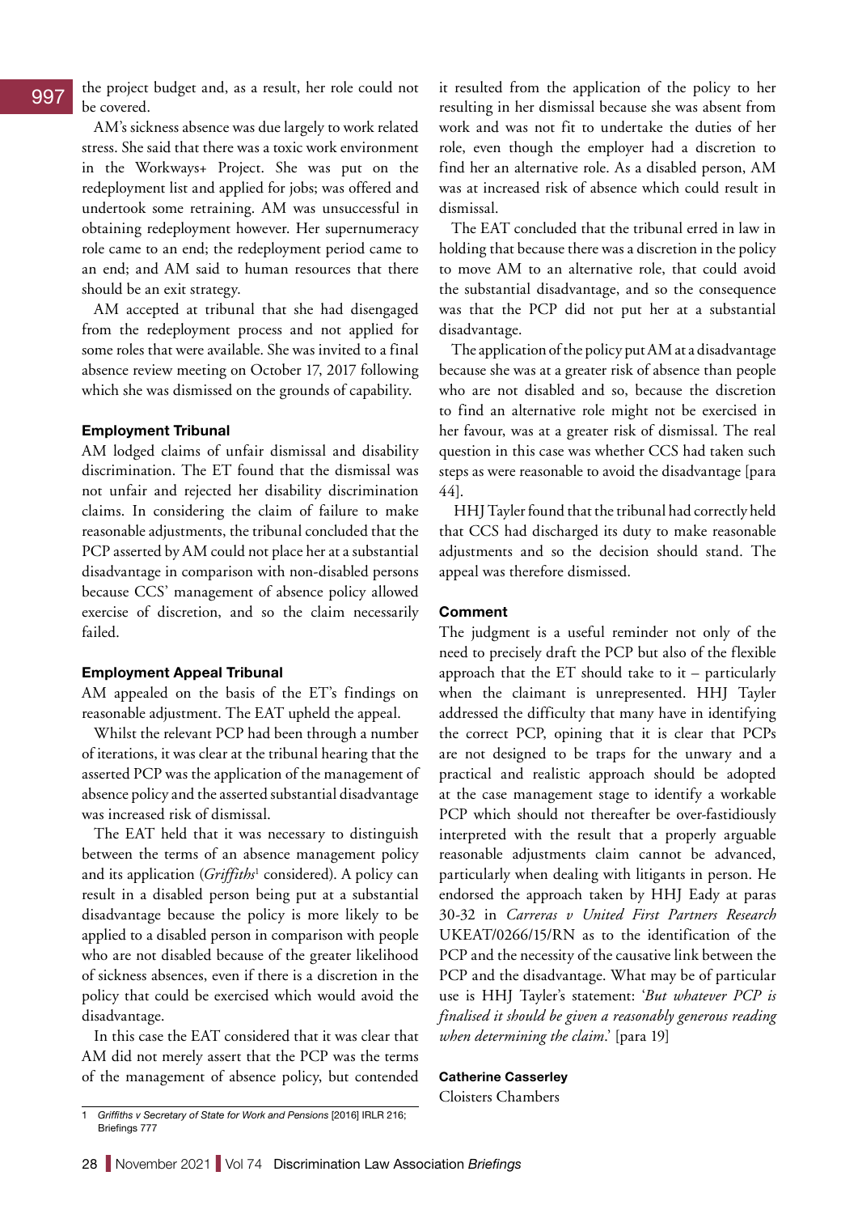the project budget and, as a result, her role could not be covered.

AM's sickness absence was due largely to work related stress. She said that there was a toxic work environment in the Workways+ Project. She was put on the redeployment list and applied for jobs; was offered and undertook some retraining. AM was unsuccessful in obtaining redeployment however. Her supernumeracy role came to an end; the redeployment period came to an end; and AM said to human resources that there should be an exit strategy.

AM accepted at tribunal that she had disengaged from the redeployment process and not applied for some roles that were available. She was invited to a final absence review meeting on October 17, 2017 following which she was dismissed on the grounds of capability.

**Employment Tribunal**

AM lodged claims of unfair dismissal and disability discrimination. The ET found that the dismissal was not unfair and rejected her disability discrimination claims. In considering the claim of failure to make reasonable adjustments, the tribunal concluded that the PCP asserted by AM could not place her at a substantial disadvantage in comparison with non-disabled persons because CCS' management of absence policy allowed exercise of discretion, and so the claim necessarily failed.

**Employment Appeal Tribunal**

AM appealed on the basis of the ET's findings on reasonable adjustment. The EAT upheld the appeal.

Whilst the relevant PCP had been through a number of iterations, it was clear at the tribunal hearing that the asserted PCP was the application of the management of absence policy and the asserted substantial disadvantage was increased risk of dismissal.

The EAT held that it was necessary to distinguish between the terms of an absence management policy and its application (*Griffiths*[1] considered). A policy can result in a disabled person being put at a substantial disadvantage because the policy is more likely to be applied to a disabled person in comparison with people who are not disabled because of the greater likelihood of sickness absences, even if there is a discretion in the policy that could be exercised which would avoid the disadvantage.

In this case the EAT considered that it was clear that AM did not merely assert that the PCP was the terms of the management of absence policy, but contended it resulted from the application of the policy to her resulting in her dismissal because she was absent from work and was not fit to undertake the duties of her role, even though the employer had a discretion to find her an alternative role. As a disabled person, AM was at increased risk of absence which could result in dismissal.

The EAT concluded that the tribunal erred in law in holding that because there was a discretion in the policy to move AM to an alternative role, that could avoid the substantial disadvantage, and so the consequence was that the PCP did not put her at a substantial disadvantage.

The application of the policy put AM at a disadvantage because she was at a greater risk of absence than people who are not disabled and so, because the discretion to find an alternative role might not be exercised in her favour, was at a greater risk of dismissal. The real question in this case was whether CCS had taken such steps as were reasonable to avoid the disadvantage [para 44].

HHJ Tayler found that the tribunal had correctly held that CCS had discharged its duty to make reasonable adjustments and so the decision should stand. The appeal was therefore dismissed.

**Comment**

The judgment is a useful reminder not only of the need to precisely draft the PCP but also of the flexible approach that the ET should take to it – particularly when the claimant is unrepresented. HHJ Tayler addressed the difficulty that many have in identifying the correct PCP, opining that it is clear that PCPs are not designed to be traps for the unwary and a practical and realistic approach should be adopted at the case management stage to identify a workable PCP which should not thereafter be over-fastidiously interpreted with the result that a properly arguable reasonable adjustments claim cannot be advanced, particularly when dealing with litigants in person. He endorsed the approach taken by HHJ Eady at paras 30-32 in *Carreras v United First Partners Research* UKEAT/0266/15/RN as to the identification of the PCP and the necessity of the causative link between the PCP and the disadvantage. What may be of particular use is HHJ Tayler's statement: '*But whatever PCP is finalised it should be given a reasonably generous reading when determining the claim.*' [para 19]

**Catherine Casserley**
Cloisters Chambers

---

1 *Griffiths v Secretary of State for Work and Pensions* [2016] IRLR 216; Briefings 777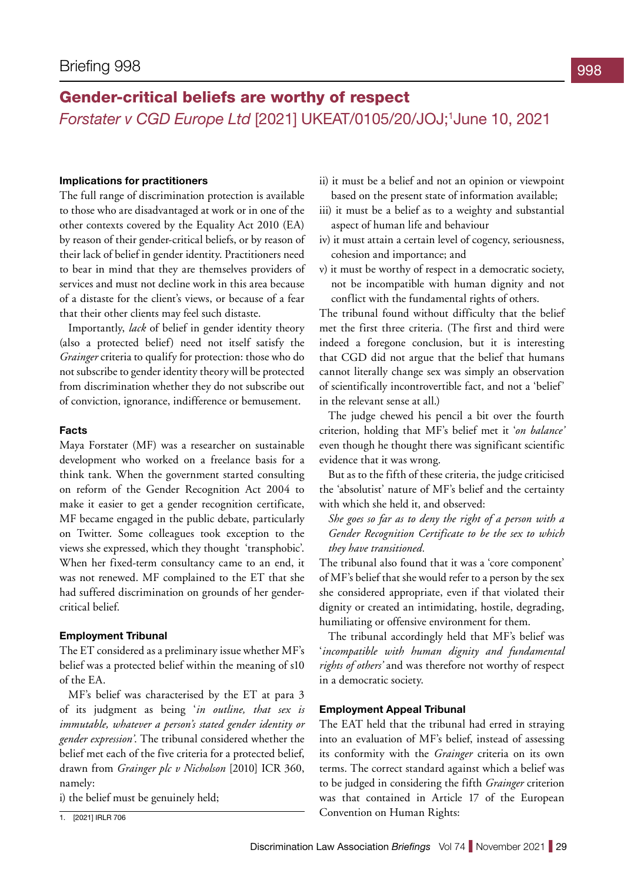# Gender-critical beliefs are worthy of respect

## *Forstater v CGD Europe Ltd* [2021] UKEAT/0105/20/JOJ;[1] June 10, 2021

### Implications for practitioners

The full range of discrimination protection is available to those who are disadvantaged at work or in one of the other contexts covered by the Equality Act 2010 (EA) by reason of their gender-critical beliefs, or by reason of their lack of belief in gender identity. Practitioners need to bear in mind that they are themselves providers of services and must not decline work in this area because of a distaste for the client's views, or because of a fear that their other clients may feel such distaste.

Importantly, *lack* of belief in gender identity theory (also a protected belief) need not itself satisfy the *Grainger* criteria to qualify for protection: those who do not subscribe to gender identity theory will be protected from discrimination whether they do not subscribe out of conviction, ignorance, indifference or bemusement.

### Facts

Maya Forstater (MF) was a researcher on sustainable development who worked on a freelance basis for a think tank. When the government started consulting on reform of the Gender Recognition Act 2004 to make it easier to get a gender recognition certificate, MF became engaged in the public debate, particularly on Twitter. Some colleagues took exception to the views she expressed, which they thought 'transphobic'. When her fixed-term consultancy came to an end, it was not renewed. MF complained to the ET that she had suffered discrimination on grounds of her gender-critical belief.

### Employment Tribunal

The ET considered as a preliminary issue whether MF's belief was a protected belief within the meaning of s10 of the EA.

MF's belief was characterised by the ET at para 3 of its judgment as being '*in outline, that sex is immutable, whatever a person's stated gender identity or gender expression*'. The tribunal considered whether the belief met each of the five criteria for a protected belief, drawn from *Grainger plc v Nicholson* [2010] ICR 360, namely:

i) the belief must be genuinely held;

ii) it must be a belief and not an opinion or viewpoint based on the present state of information available;

iii) it must be a belief as to a weighty and substantial aspect of human life and behaviour

iv) it must attain a certain level of cogency, seriousness, cohesion and importance; and

v) it must be worthy of respect in a democratic society, not be incompatible with human dignity and not conflict with the fundamental rights of others.

The tribunal found without difficulty that the belief met the first three criteria. (The first and third were indeed a foregone conclusion, but it is interesting that CGD did not argue that the belief that humans cannot literally change sex was simply an observation of scientifically incontrovertible fact, and not a 'belief' in the relevant sense at all.)

The judge chewed his pencil a bit over the fourth criterion, holding that MF's belief met it '*on balance'* even though he thought there was significant scientific evidence that it was wrong.

But as to the fifth of these criteria, the judge criticised the 'absolutist' nature of MF's belief and the certainty with which she held it, and observed:

> *She goes so far as to deny the right of a person with a Gender Recognition Certificate to be the sex to which they have transitioned.*

The tribunal also found that it was a 'core component' of MF's belief that she would refer to a person by the sex she considered appropriate, even if that violated their dignity or created an intimidating, hostile, degrading, humiliating or offensive environment for them.

The tribunal accordingly held that MF's belief was '*incompatible with human dignity and fundamental rights of others'* and was therefore not worthy of respect in a democratic society.

### Employment Appeal Tribunal

The EAT held that the tribunal had erred in straying into an evaluation of MF's belief, instead of assessing its conformity with the *Grainger* criteria on its own terms. The correct standard against which a belief was to be judged in considering the fifth *Grainger* criterion was that contained in Article 17 of the European Convention on Human Rights:

---

1. [2021] IRLR 706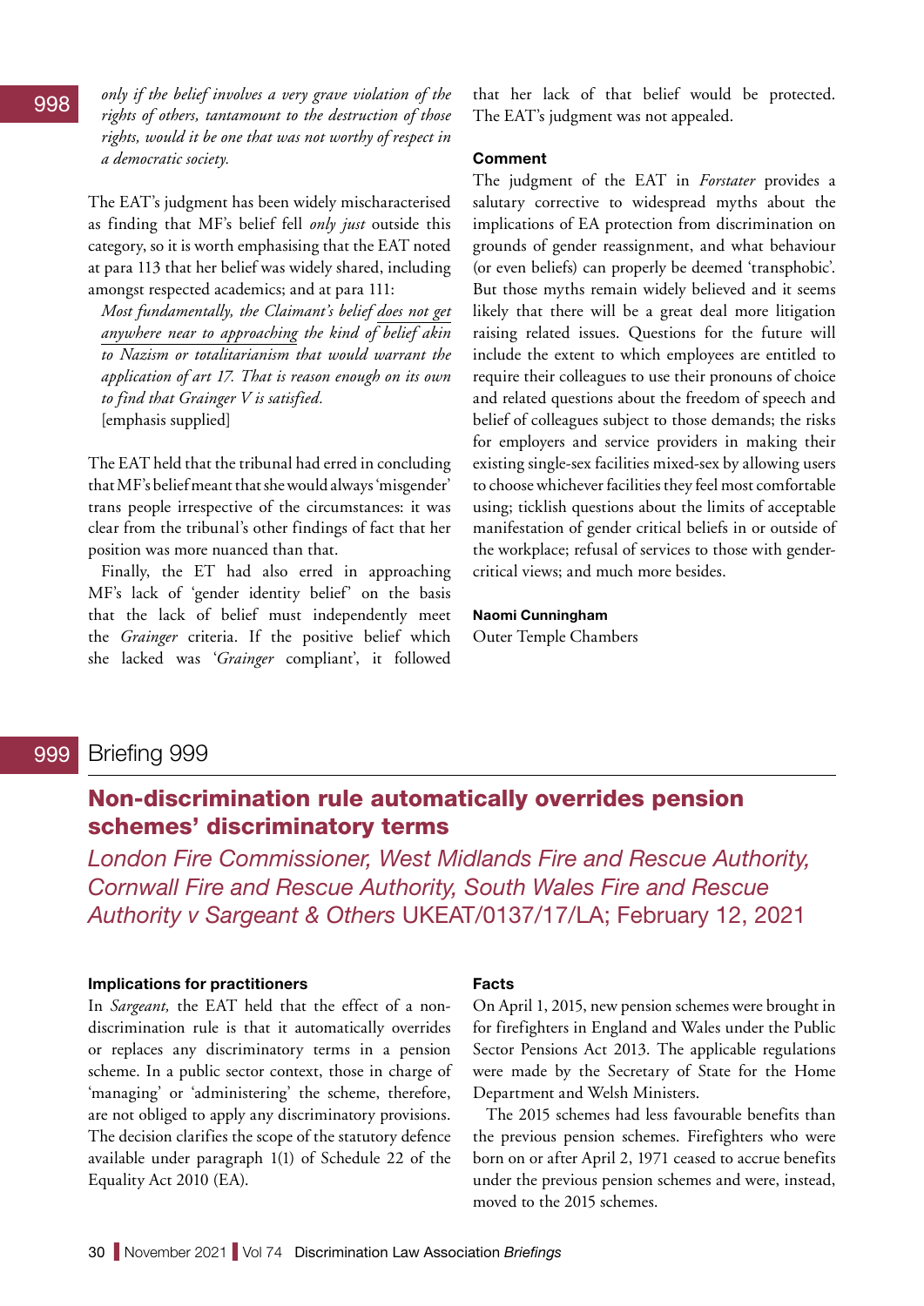*only if the belief involves a very grave violation of the rights of others, tantamount to the destruction of those rights, would it be one that was not worthy of respect in a democratic society.*

The EAT's judgment has been widely mischaracterised as finding that MF's belief fell *only just* outside this category, so it is worth emphasising that the EAT noted at para 113 that her belief was widely shared, including amongst respected academics; and at para 111:

> *Most fundamentally, the Claimant's belief does not get anywhere near to approaching the kind of belief akin to Nazism or totalitarianism that would warrant the application of art 17. That is reason enough on its own to find that Grainger V is satisfied.*
> [emphasis supplied]

The EAT held that the tribunal had erred in concluding that MF's belief meant that she would always 'misgender' trans people irrespective of the circumstances: it was clear from the tribunal's other findings of fact that her position was more nuanced than that.

Finally, the ET had also erred in approaching MF's lack of 'gender identity belief' on the basis that the lack of belief independently must meet the *Grainger* criteria. If the positive belief which she lacked was '*Grainger* compliant', it followed that her lack of that belief would be protected. The EAT's judgment was not appealed.

### Comment

The judgment of the EAT in *Forstater* provides a salutary corrective to widespread myths about the implications of EA protection from discrimination on grounds of gender reassignment, and what behaviour (or even beliefs) can properly be deemed 'transphobic'. But those myths remain widely believed and it seems likely that there will be a great deal more litigation raising related issues. Questions for the future will include the extent to which employees are entitled to require their colleagues to use their pronouns of choice and related questions about the freedom of speech and belief of colleagues subject to those demands; the risks for employers and service providers in making their existing single-sex facilities mixed-sex by allowing users to choose whichever facilities they feel most comfortable using; ticklish questions about the limits of acceptable manifestation of gender critical beliefs in or outside of the workplace; refusal of services to those with gender-critical views; and much more besides.

**Naomi Cunningham**
Outer Temple Chambers

# Briefing 999

## Non-discrimination rule automatically overrides pension schemes' discriminatory terms

*London Fire Commissioner, West Midlands Fire and Rescue Authority, Cornwall Fire and Rescue Authority, South Wales Fire and Rescue Authority v Sargeant & Others* UKEAT/0137/17/LA; February 12, 2021

### Implications for practitioners

In *Sargeant,* the EAT held that the effect of a non-discrimination rule is that it automatically overrides or replaces any discriminatory terms in a pension scheme. In a public sector context, those in charge of 'managing' or 'administering' the scheme, therefore, are not obliged to apply any discriminatory provisions. The decision clarifies the scope of the statutory defence available under paragraph 1(1) of Schedule 22 of the Equality Act 2010 (EA).

### Facts

On April 1, 2015, new pension schemes were brought in for firefighters in England and Wales under the Public Sector Pensions Act 2013. The applicable regulations were made by the Secretary of State for the Home Department and Welsh Ministers.

The 2015 schemes had less favourable benefits than the previous pension schemes. Firefighters who were born on or after April 2, 1971 ceased to accrue benefits under the previous pension schemes and were, instead, moved to the 2015 schemes.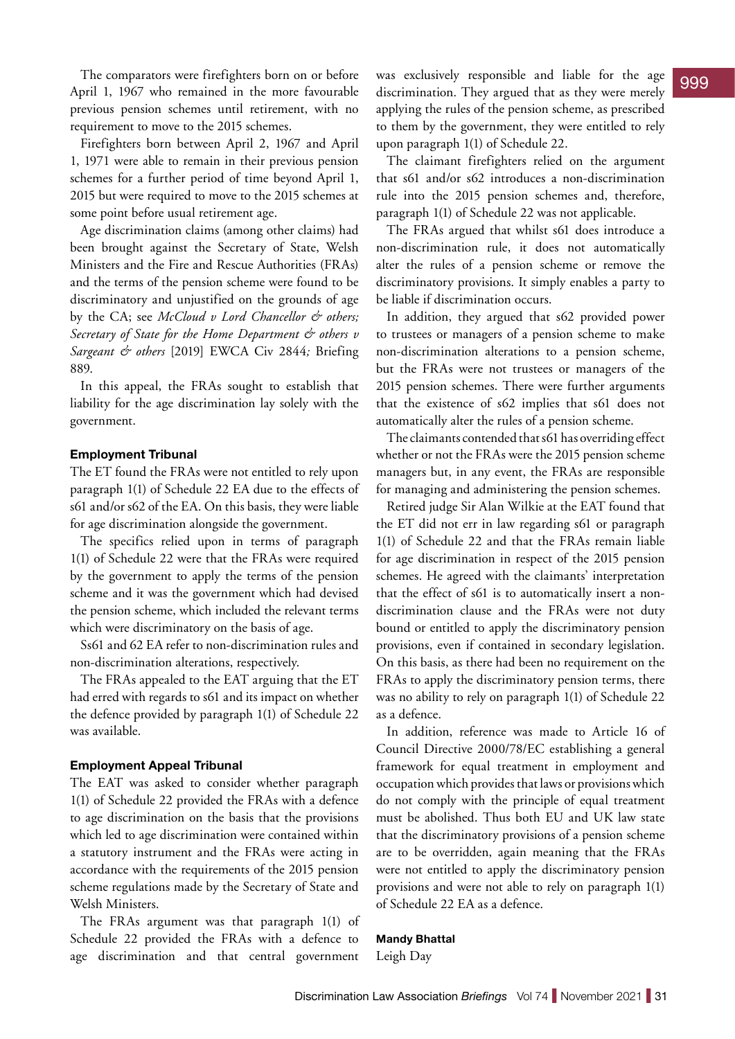The comparators were firefighters born on or before April 1, 1967 who remained in the more favourable previous pension schemes until retirement, with no requirement to move to the 2015 schemes.

Firefighters born between April 2, 1967 and April 1, 1971 were able to remain in their previous pension schemes for a further period of time beyond April 1, 2015 but were required to move to the 2015 schemes at some point before usual retirement age.

Age discrimination claims (among other claims) had been brought against the Secretary of State, Welsh Ministers and the Fire and Rescue Authorities (FRAs) and the terms of the pension scheme were found to be discriminatory and unjustified on the grounds of age by the CA; see *McCloud v Lord Chancellor & others; Secretary of State for the Home Department & others v Sargeant & others* [2019] EWCA Civ 2844*;* Briefing 889.

In this appeal, the FRAs sought to establish that liability for the age discrimination lay solely with the government.

### Employment Tribunal

The ET found the FRAs were not entitled to rely upon paragraph 1(1) of Schedule 22 EA due to the effects of s61 and/or s62 of the EA. On this basis, they were liable for age discrimination alongside the government.

The specifics relied upon in terms of paragraph 1(1) of Schedule 22 were that the FRAs were required by the government to apply the terms of the pension scheme and it was the government which had devised the pension scheme, which included the relevant terms which were discriminatory on the basis of age.

Ss61 and 62 EA refer to non-discrimination rules and non-discrimination alterations, respectively.

The FRAs appealed to the EAT arguing that the ET had erred with regards to s61 and its impact on whether the defence provided by paragraph 1(1) of Schedule 22 was available.

### Employment Appeal Tribunal

The EAT was asked to consider whether paragraph 1(1) of Schedule 22 provided the FRAs with a defence to age discrimination on the basis that the provisions which led to age discrimination were contained within a statutory instrument and the FRAs were acting in accordance with the requirements of the 2015 pension scheme regulations made by the Secretary of State and Welsh Ministers.

The FRAs argument was that paragraph 1(1) of Schedule 22 provided the FRAs with a defence to age discrimination and that central government was exclusively responsible and liable for the age discrimination. They argued that as they were merely applying the rules of the pension scheme, as prescribed to them by the government, they were entitled to rely upon paragraph 1(1) of Schedule 22.

The claimant firefighters relied on the argument that s61 and/or s62 introduces a non-discrimination rule into the 2015 pension schemes and, therefore, paragraph 1(1) of Schedule 22 was not applicable.

The FRAs argued that whilst s61 does introduce a non-discrimination rule, it does not automatically alter the rules of a pension scheme or remove the discriminatory provisions. It simply enables a party to be liable if discrimination occurs.

In addition, they argued that s62 provided power to trustees or managers of a pension scheme to make non-discrimination alterations to a pension scheme, but the FRAs were not trustees or managers of the 2015 pension schemes. There were further arguments that the existence of s62 implies that s61 does not automatically alter the rules of a pension scheme.

The claimants contended that s61 has overriding effect whether or not the FRAs were the 2015 pension scheme managers but, in any event, the FRAs are responsible for managing and administering the pension schemes.

Retired judge Sir Alan Wilkie at the EAT found that the ET did not err in law regarding s61 or paragraph 1(1) of Schedule 22 and that the FRAs remain liable for age discrimination in respect of the 2015 pension schemes. He agreed with the claimants' interpretation that the effect of s61 is to automatically insert a non-discrimination clause and the FRAs were not duty bound or entitled to apply the discriminatory pension provisions, even if contained in secondary legislation. On this basis, as there had been no requirement on the FRAs to apply the discriminatory pension terms, there was no ability to rely on paragraph 1(1) of Schedule 22 as a defence.

In addition, reference was made to Article 16 of Council Directive 2000/78/EC establishing a general framework for equal treatment in employment and occupation which provides that laws or provisions which do not comply with the principle of equal treatment must be abolished. Thus both EU and UK law state that the discriminatory provisions of a pension scheme are to be overridden, again meaning that the FRAs were not entitled to apply the discriminatory pension provisions and were not able to rely on paragraph 1(1) of Schedule 22 EA as a defence.

**Mandy Bhattal**
Leigh Day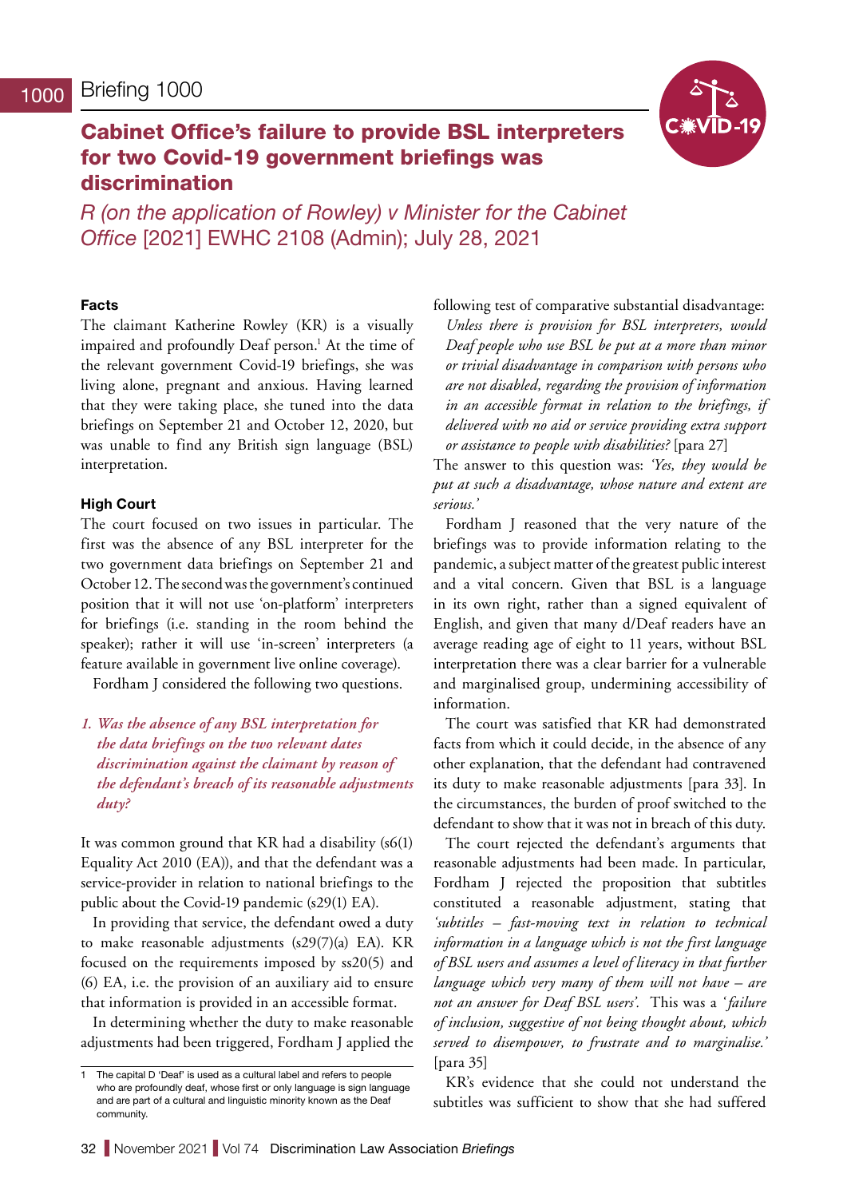# Briefing 1000

## Cabinet Office's failure to provide BSL interpreters for two Covid-19 government briefings was discrimination

*R (on the application of Rowley) v Minister for the Cabinet Office* [2021] EWHC 2108 (Admin); July 28, 2021

### Facts

The claimant Katherine Rowley (KR) is a visually impaired and profoundly Deaf person.[1] At the time of the relevant government Covid-19 briefings, she was living alone, pregnant and anxious. Having learned that they were taking place, she tuned into the data briefings on September 21 and October 12, 2020, but was unable to find any British sign language (BSL) interpretation.

### High Court

The court focused on two issues in particular. The first was the absence of any BSL interpreter for the two government data briefings on September 21 and October 12. The second was the government's continued position that it will not use 'on-platform' interpreters for briefings (i.e. standing in the room behind the speaker); rather it will use 'in-screen' interpreters (a feature available in government live online coverage).

Fordham J considered the following two questions.

*1. Was the absence of any BSL interpretation for the data briefings on the two relevant dates discrimination against the claimant by reason of the defendant's breach of its reasonable adjustments duty?*

It was common ground that KR had a disability (s6(1) Equality Act 2010 (EA)), and that the defendant was a service-provider in relation to national briefings to the public about the Covid-19 pandemic (s29(1) EA).

In providing that service, the defendant owed a duty to make reasonable adjustments (s29(7)(a) EA). KR focused on the requirements imposed by ss20(5) and (6) EA, i.e. the provision of an auxiliary aid to ensure that information is provided in an accessible format.

In determining whether the duty to make reasonable adjustments had been triggered, Fordham J applied the following test of comparative substantial disadvantage:

*Unless there is provision for BSL interpreters, would Deaf people who use BSL be put at a more than minor or trivial disadvantage in comparison with persons who are not disabled, regarding the provision of information in an accessible format in relation to the briefings, if delivered with no aid or service providing extra support or assistance to people with disabilities?* [para 27]

The answer to this question was: *'Yes, they would be put at such a disadvantage, whose nature and extent are serious.'*

Fordham J reasoned that the very nature of the briefings was to provide information relating to the pandemic, a subject matter of the greatest public interest and a vital concern. Given that BSL is a language in its own right, rather than a signed equivalent of English, and given that many d/Deaf readers have an average reading age of eight to 11 years, without BSL interpretation there was a clear barrier for a vulnerable and marginalised group, undermining accessibility of information.

The court was satisfied that KR had demonstrated facts from which it could decide, in the absence of any other explanation, that the defendant had contravened its duty to make reasonable adjustments [para 33]. In the circumstances, the burden of proof switched to the defendant to show that it was not in breach of this duty.

The court rejected the defendant's arguments that reasonable adjustments had been made. In particular, Fordham J rejected the proposition that subtitles constituted a reasonable adjustment, stating that *'subtitles – fast-moving text in relation to technical information in a language which is not the first language of BSL users and assumes a level of literacy in that further language which very many of them will not have – are not an answer for Deaf BSL users'.* This was a *'failure of inclusion, suggestive of not being thought about, which served to disempower, to frustrate and to marginalise.'* [para 35]

KR's evidence that she could not understand the subtitles was sufficient to show that she had suffered

---

1 The capital D 'Deaf' is used as a cultural label and refers to people who are profoundly deaf, whose first or only language is sign language and are part of a cultural and linguistic minority known as the Deaf community.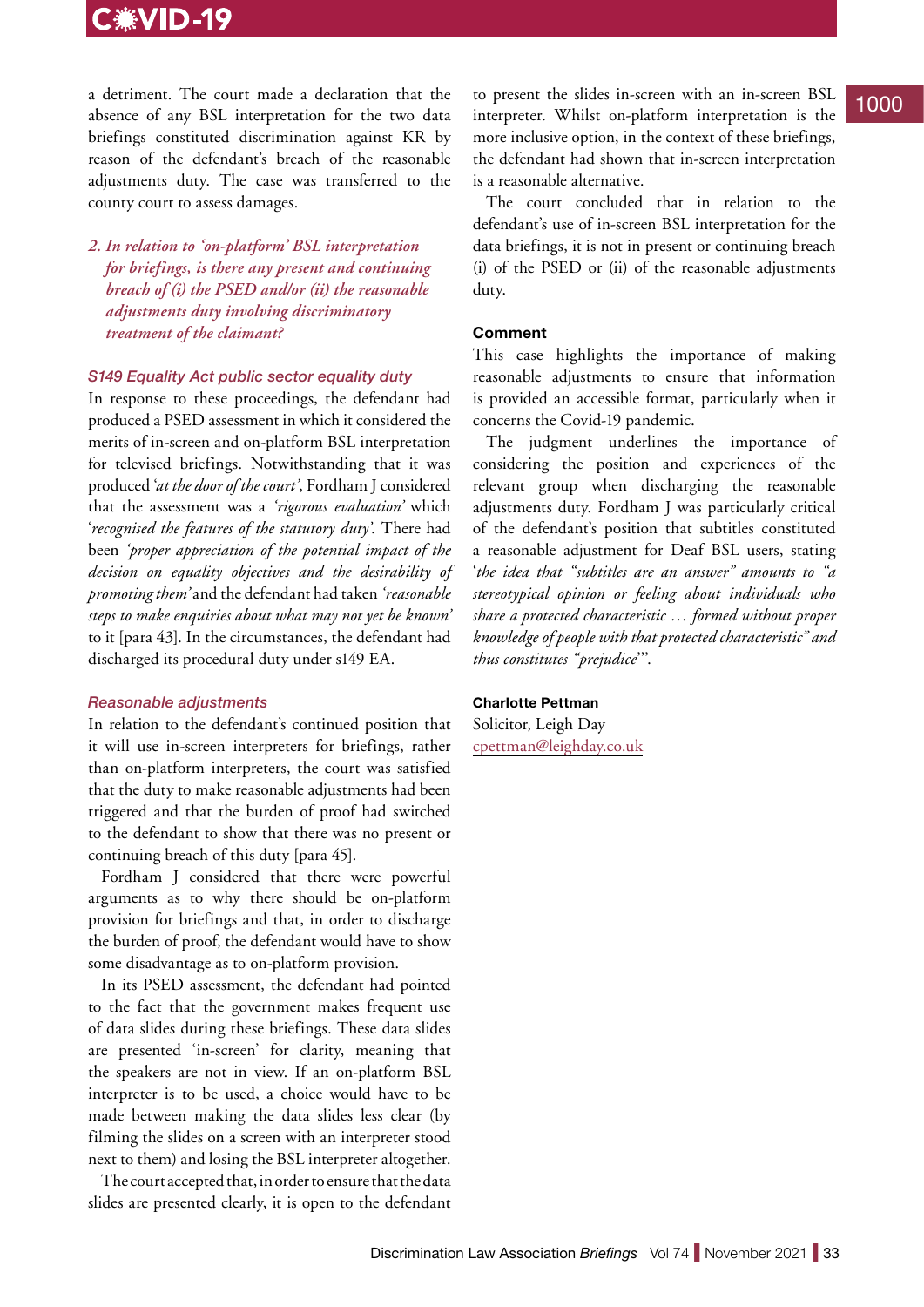a detriment. The court made a declaration that the absence of any BSL interpretation for the two data briefings constituted discrimination against KR by reason of the defendant's breach of the reasonable adjustments duty. The case was transferred to the county court to assess damages.

*2. In relation to 'on-platform' BSL interpretation for briefings, is there any present and continuing breach of (i) the PSED and/or (ii) the reasonable adjustments duty involving discriminatory treatment of the claimant?*

### *S149 Equality Act public sector equality duty*

In response to these proceedings, the defendant had produced a PSED assessment in which it considered the merits of in-screen and on-platform BSL interpretation for televised briefings. Notwithstanding that it was produced '*at the door of the court*', Fordham J considered that the assessment was a *'rigorous evaluation'* which '*recognised the features of the statutory duty*'. There had been *'proper appreciation of the potential impact of the decision on equality objectives and the desirability of promoting them'* and the defendant had taken *'reasonable steps to make enquiries about what may not yet be known'* to it [para 43]. In the circumstances, the defendant had discharged its procedural duty under s149 EA.

### *Reasonable adjustments*

In relation to the defendant's continued position that it will use in-screen interpreters for briefings, rather than on-platform interpreters, the court was satisfied that the duty to make reasonable adjustments had been triggered and that the burden of proof had switched to the defendant to show that there was no present or continuing breach of this duty [para 45].

Fordham J considered that there were powerful arguments as to why there should be on-platform provision for briefings and that, in order to discharge the burden of proof, the defendant would have to show some disadvantage as to on-platform provision.

In its PSED assessment, the defendant had pointed to the fact that the government makes frequent use of data slides during these briefings. These data slides are presented 'in-screen' for clarity, meaning that the speakers are not in view. If an on-platform BSL interpreter is to be used, a choice would have to be made between making the data slides less clear (by filming the slides on a screen with an interpreter stood next to them) and losing the BSL interpreter altogether.

The court accepted that, in order to ensure that the data slides are presented clearly, it is open to the defendant to present the slides in-screen with an in-screen BSL interpreter. Whilst on-platform interpretation is the more inclusive option, in the context of these briefings, the defendant had shown that in-screen interpretation is a reasonable alternative.

The court concluded that in relation to the defendant's use of in-screen BSL interpretation for the data briefings, it is not in present or continuing breach (i) of the PSED or (ii) of the reasonable adjustments duty.

### Comment

This case highlights the importance of making reasonable adjustments to ensure that information is provided an accessible format, particularly when it concerns the Covid-19 pandemic.

The judgment underlines the importance of considering the position and experiences of the relevant group when discharging the reasonable adjustments duty. Fordham J was particularly critical of the defendant's position that subtitles constituted a reasonable adjustment for Deaf BSL users, stating '*the idea that "subtitles are an answer" amounts to "a stereotypical opinion or feeling about individuals who share a protected characteristic … formed without proper knowledge of people with that protected characteristic" and thus constitutes "prejudice"*'.

**Charlotte Pettman**
Solicitor, Leigh Day
cpettman@leighday.co.uk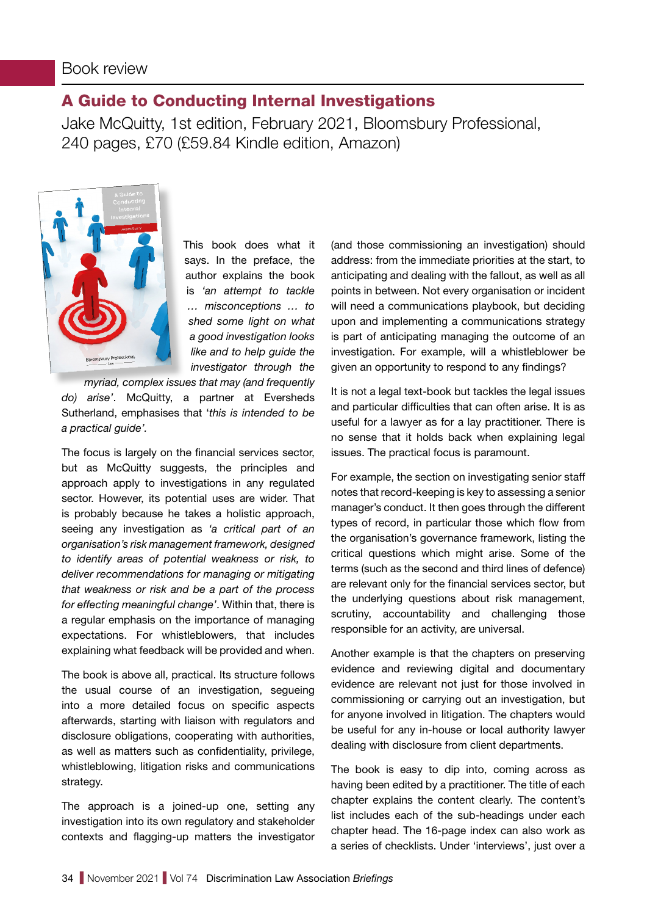Book review

## A Guide to Conducting Internal Investigations

Jake McQuitty, 1st edition, February 2021, Bloomsbury Professional, 240 pages, £70 (£59.84 Kindle edition, Amazon)

This book does what it says. In the preface, the author explains the book is *'an attempt to tackle … misconceptions … to shed some light on what a good investigation looks like and to help guide the investigator through the myriad, complex issues that may (and frequently do) arise'*. McQuitty, a partner at Eversheds Sutherland, emphasises that '*this is intended to be a practical guide'.*

The focus is largely on the financial services sector, but as McQuitty suggests, the principles and approach apply to investigations in any regulated sector. However, its potential uses are wider. That is probably because he takes a holistic approach, seeing any investigation as *'a critical part of an organisation's risk management framework, designed to identify areas of potential weakness or risk, to deliver recommendations for managing or mitigating that weakness or risk and be a part of the process for effecting meaningful change'*. Within that, there is a regular emphasis on the importance of managing expectations. For whistleblowers, that includes explaining what feedback will be provided and when.

The book is above all, practical. Its structure follows the usual course of an investigation, segueing into a more detailed focus on specific aspects afterwards, starting with liaison with regulators and disclosure obligations, cooperating with authorities, as well as matters such as confidentiality, privilege, whistleblowing, litigation risks and communications strategy.

The approach is a joined-up one, setting any investigation into its own regulatory and stakeholder contexts and flagging-up matters the investigator (and those commissioning an investigation) should address: from the immediate priorities at the start, to anticipating and dealing with the fallout, as well as all points in between. Not every organisation or incident will need a communications playbook, but deciding upon and implementing a communications strategy is part of anticipating managing the outcome of an investigation. For example, will a whistleblower be given an opportunity to respond to any findings?

It is not a legal text-book but tackles the legal issues and particular difficulties that can often arise. It is as useful for a lawyer as for a lay practitioner. There is no sense that it holds back when explaining legal issues. The practical focus is paramount.

For example, the section on investigating senior staff notes that record-keeping is key to assessing a senior manager's conduct. It then goes through the different types of record, in particular those which flow from the organisation's governance framework, listing the critical questions which might arise. Some of the terms (such as the second and third lines of defence) are relevant only for the financial services sector, but the underlying questions about risk management, scrutiny, accountability and challenging those responsible for an activity, are universal.

Another example is that the chapters on preserving evidence and reviewing digital and documentary evidence are relevant not just for those involved in commissioning or carrying out an investigation, but for anyone involved in litigation. The chapters would be useful for any in-house or local authority lawyer dealing with disclosure from client departments.

The book is easy to dip into, coming across as having been edited by a practitioner. The title of each chapter explains the content clearly. The content's list includes each of the sub-headings under each chapter head. The 16-page index can also work as a series of checklists. Under 'interviews', just over a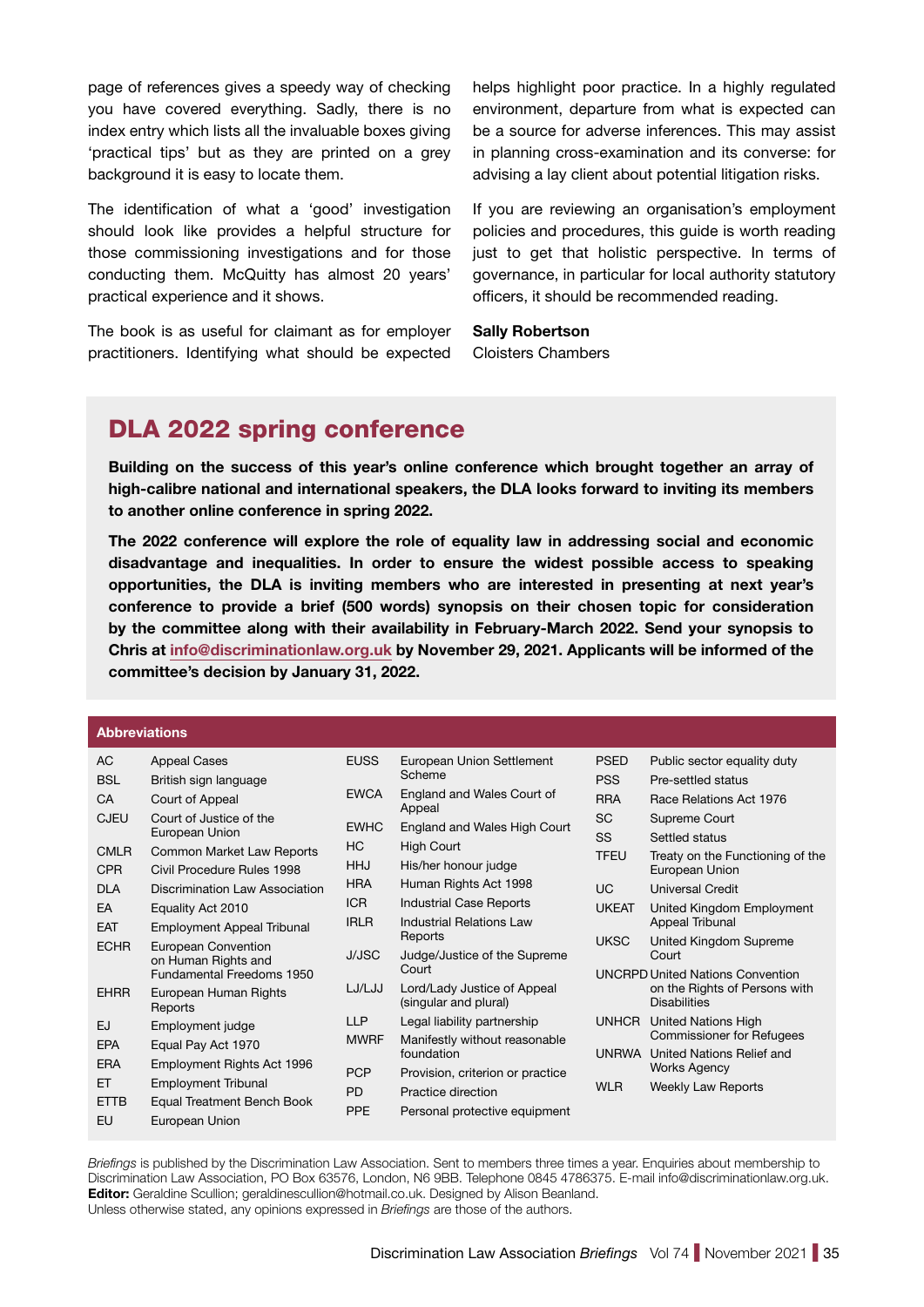page of references gives a speedy way of checking you have covered everything. Sadly, there is no index entry which lists all the invaluable boxes giving 'practical tips' but as they are printed on a grey background it is easy to locate them.

The identification of what a 'good' investigation should look like provides a helpful structure for those commissioning investigations and for those conducting them. McQuitty has almost 20 years' practical experience and it shows.

The book is as useful for claimant as for employer practitioners. Identifying what should be expected helps highlight poor practice. In a highly regulated environment, departure from what is expected can be a source for adverse inferences. This may assist in planning cross-examination and its converse: for advising a lay client about potential litigation risks.

If you are reviewing an organisation's employment policies and procedures, this guide is worth reading just to get that holistic perspective. In terms of governance, in particular for local authority statutory officers, it should be recommended reading.

**Sally Robertson**
Cloisters Chambers

## DLA 2022 spring conference

**Building on the success of this year's online conference which brought together an array of high-calibre national and international speakers, the DLA looks forward to inviting its members to another online conference in spring 2022.**

**The 2022 conference will explore the role of equality law in addressing social and economic disadvantage and inequalities. In order to ensure the widest possible access to speaking opportunities, the DLA is inviting members who are interested in presenting at next year's conference to provide a brief (500 words) synopsis on their chosen topic for consideration by the committee along with their availability in February-March 2022. Send your synopsis to Chris at info@discriminationlaw.org.uk by November 29, 2021. Applicants will be informed of the committee's decision by January 31, 2022.**

### Abbreviations

| | |
|---|---|
| AC | Appeal Cases |
| BSL | British sign language |
| CA | Court of Appeal |
| CJEU | Court of Justice of the European Union |
| CMLR | Common Market Law Reports |
| CPR | Civil Procedure Rules 1998 |
| DLA | Discrimination Law Association |
| EA | Equality Act 2010 |
| EAT | Employment Appeal Tribunal |
| ECHR | European Convention on Human Rights and Fundamental Freedoms 1950 |
| EHRR | European Human Rights Reports |
| EJ | Employment judge |
| EPA | Equal Pay Act 1970 |
| ERA | Employment Rights Act 1996 |
| ET | Employment Tribunal |
| ETTB | Equal Treatment Bench Book |
| EU | European Union |
| EUSS | European Union Settlement Scheme |
| EWCA | England and Wales Court of Appeal |
| EWHC | England and Wales High Court |
| HC | High Court |
| HHJ | His/her honour judge |
| HRA | Human Rights Act 1998 |
| ICR | Industrial Case Reports |
| IRLR | Industrial Relations Law Reports |
| J/JSC | Judge/Justice of the Supreme Court |
| LJ/LJJ | Lord/Lady Justice of Appeal (singular and plural) |
| LLP | Legal liability partnership |
| MWRF | Manifestly without reasonable foundation |
| PCP | Provision, criterion or practice |
| PD | Practice direction |
| PPE | Personal protective equipment |
| PSED | Public sector equality duty |
| PSS | Pre-settled status |
| RRA | Race Relations Act 1976 |
| SC | Supreme Court |
| SS | Settled status |
| TFEU | Treaty on the Functioning of the European Union |
| UC | Universal Credit |
| UKEAT | United Kingdom Employment Appeal Tribunal |
| UKSC | United Kingdom Supreme Court |
| UNCRPD | United Nations Convention on the Rights of Persons with Disabilities |
| UNHCR | United Nations High Commissioner for Refugees |
| UNRWA | United Nations Relief and Works Agency |
| WLR | Weekly Law Reports |

*Briefings* is published by the Discrimination Law Association. Sent to members three times a year. Enquiries about membership to Discrimination Law Association, PO Box 63576, London, N6 9BB. Telephone 0845 4786375. E-mail info@discriminationlaw.org.uk.
**Editor:** Geraldine Scullion; geraldinescullion@hotmail.co.uk. Designed by Alison Beanland.
Unless otherwise stated, any opinions expressed in *Briefings* are those of the authors.